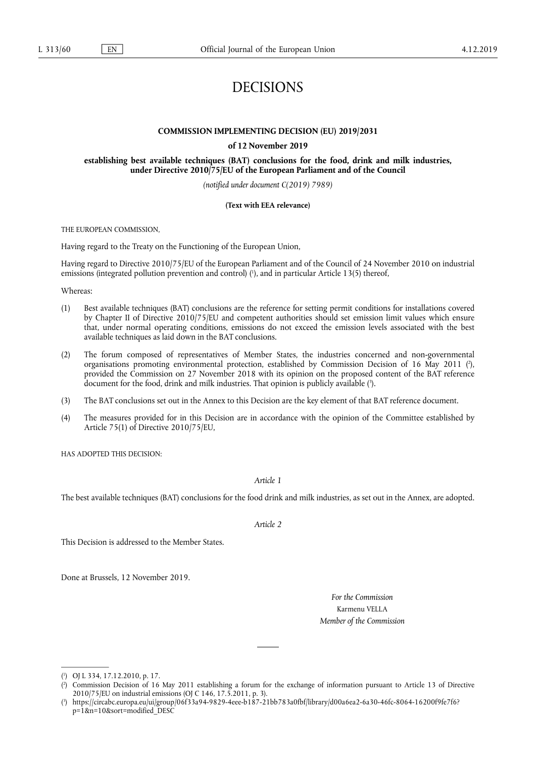# DECISIONS

## COMMISSION IMPLEMENTING DECISION (EU) 2019/2031

### of 12 November 2019

### establishing best available techniques (BAT) conclusions for the food, drink and milk industries, under Directive 2010/75/EU of the European Parliament and of the Council

*(notified under document C(2019) 7989)*

**(Text with EEA relevance)**

THE EUROPEAN COMMISSION,

Having regard to the Treaty on the Functioning of the European Union,

Having regard to Directive 2010/75/EU of the European Parliament and of the Council of 24 November 2010 on industrial emissions (integrated pollution prevention and control) [1], and in particular Article 13(5) thereof,

Whereas:

(1) Best available techniques (BAT) conclusions are the reference for setting permit conditions for installations covered by Chapter II of Directive 2010/75/EU and competent authorities should set emission limit values which ensure that, under normal operating conditions, emissions do not exceed the emission levels associated with the best available techniques as laid down in the BAT conclusions.

(2) The forum composed of representatives of Member States, the industries concerned and non-governmental organisations promoting environmental protection, established by Commission Decision of 16 May 2011 [2], provided the Commission on 27 November 2018 with its opinion on the proposed content of the BAT reference document for the food, drink and milk industries. That opinion is publicly available [3].

(3) The BAT conclusions set out in the Annex to this Decision are the key element of that BAT reference document.

(4) The measures provided for in this Decision are in accordance with the opinion of the Committee established by Article 75(1) of Directive 2010/75/EU,

HAS ADOPTED THIS DECISION:

*Article 1*

The best available techniques (BAT) conclusions for the food drink and milk industries, as set out in the Annex, are adopted.

*Article 2*

This Decision is addressed to the Member States.

Done at Brussels, 12 November 2019.

*For the Commission*
Karmenu VELLA
*Member of the Commission*

---

[1] OJ L 334, 17.12.2010, p. 17.

[2] Commission Decision of 16 May 2011 establishing a forum for the exchange of information pursuant to Article 13 of Directive 2010/75/EU on industrial emissions (OJ C 146, 17.5.2011, p. 3).

[3] https://circabc.europa.eu/ui/group/06f33a94-9829-4eee-b187-21bb783a0fbf/library/d00a6ea2-6a30-46fc-8064-16200f9fe7f6?p=1&n=10&sort=modified_DESC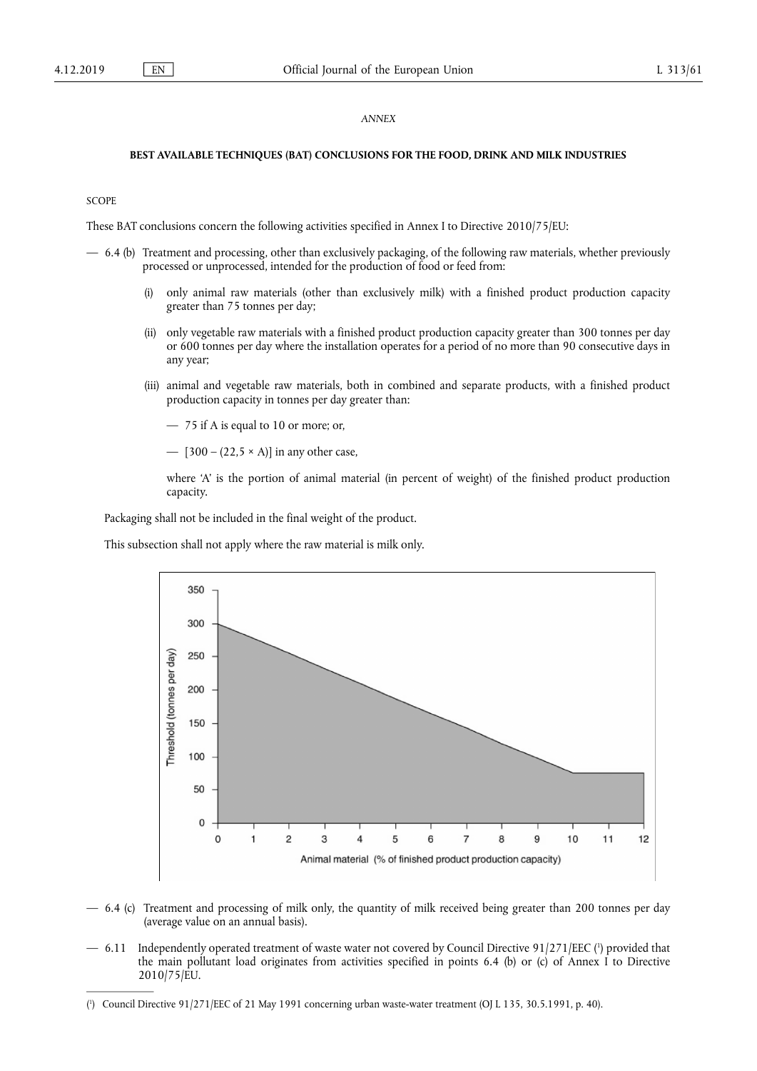*ANNEX*

**BEST AVAILABLE TECHNIQUES (BAT) CONCLUSIONS FOR THE FOOD, DRINK AND MILK INDUSTRIES**

SCOPE

These BAT conclusions concern the following activities specified in Annex I to Directive 2010/75/EU:

— 6.4 (b) Treatment and processing, other than exclusively packaging, of the following raw materials, whether previously processed or unprocessed, intended for the production of food or feed from:

(i) only animal raw materials (other than exclusively milk) with a finished product production capacity greater than 75 tonnes per day;

(ii) only vegetable raw materials with a finished product production capacity greater than 300 tonnes per day or 600 tonnes per day where the installation operates for a period of no more than 90 consecutive days in any year;

(iii) animal and vegetable raw materials, both in combined and separate products, with a finished product production capacity in tonnes per day greater than:

— 75 if A is equal to 10 or more; or,

— [300 – (22,5 × A)] in any other case,

where 'A' is the portion of animal material (in percent of weight) of the finished product production capacity.

Packaging shall not be included in the final weight of the product.

This subsection shall not apply where the raw material is milk only.

— 6.4 (c) Treatment and processing of milk only, the quantity of milk received being greater than 200 tonnes per day (average value on an annual basis).

— 6.11 Independently operated treatment of waste water not covered by Council Directive 91/271/EEC [1] provided that the main pollutant load originates from activities specified in points 6.4 (b) or (c) of Annex I to Directive 2010/75/EU.

[1] Council Directive 91/271/EEC of 21 May 1991 concerning urban waste-water treatment (OJ L 135, 30.5.1991, p. 40).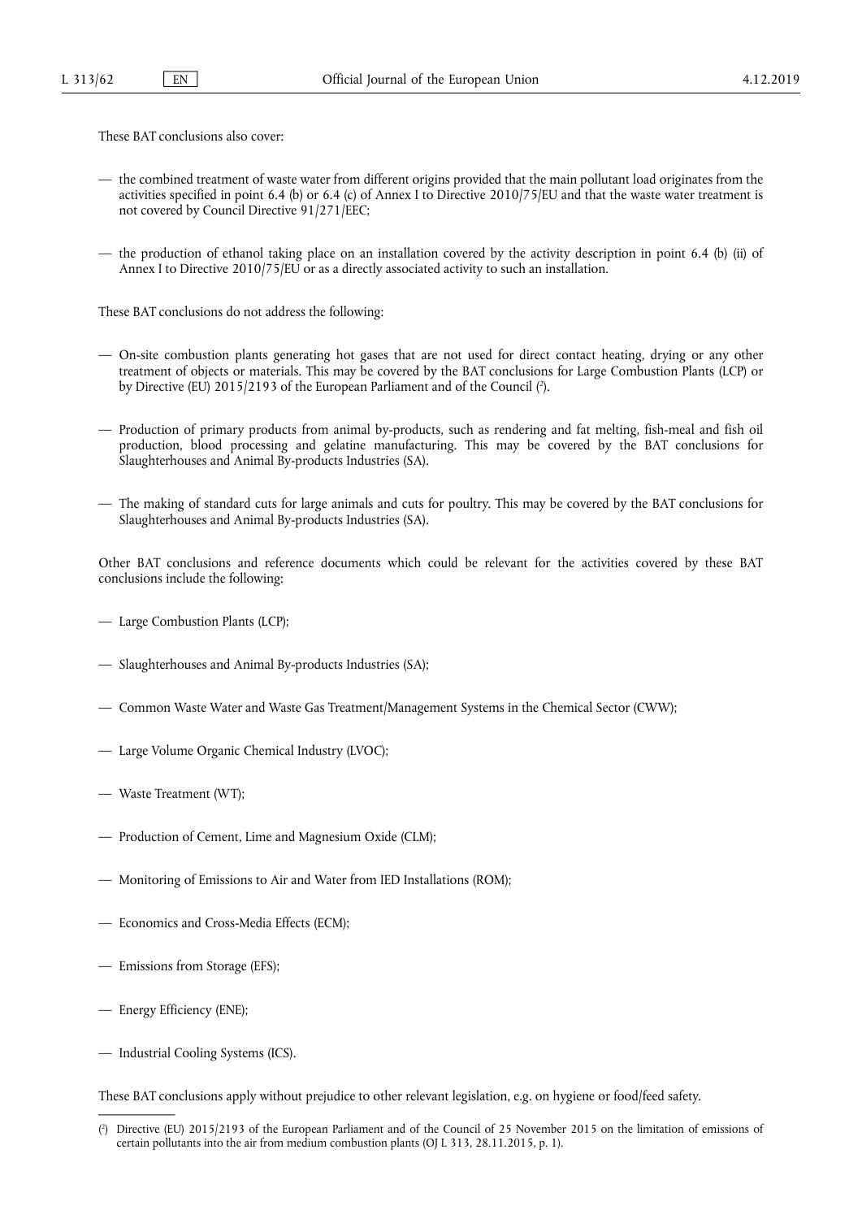These BAT conclusions also cover:

- the combined treatment of waste water from different origins provided that the main pollutant load originates from the activities specified in point 6.4 (b) or 6.4 (c) of Annex I to Directive 2010/75/EU and that the waste water treatment is not covered by Council Directive 91/271/EEC;
- the production of ethanol taking place on an installation covered by the activity description in point 6.4 (b) (ii) of Annex I to Directive 2010/75/EU or as a directly associated activity to such an installation.

These BAT conclusions do not address the following:

- On-site combustion plants generating hot gases that are not used for direct contact heating, drying or any other treatment of objects or materials. This may be covered by the BAT conclusions for Large Combustion Plants (LCP) or by Directive (EU) 2015/2193 of the European Parliament and of the Council [2].
- Production of primary products from animal by-products, such as rendering and fat melting, fish-meal and fish oil production, blood processing and gelatine manufacturing. This may be covered by the BAT conclusions for Slaughterhouses and Animal By-products Industries (SA).
- The making of standard cuts for large animals and cuts for poultry. This may be covered by the BAT conclusions for Slaughterhouses and Animal By-products Industries (SA).

Other BAT conclusions and reference documents which could be relevant for the activities covered by these BAT conclusions include the following:

- Large Combustion Plants (LCP);
- Slaughterhouses and Animal By-products Industries (SA);
- Common Waste Water and Waste Gas Treatment/Management Systems in the Chemical Sector (CWW);
- Large Volume Organic Chemical Industry (LVOC);
- Waste Treatment (WT);
- Production of Cement, Lime and Magnesium Oxide (CLM);
- Monitoring of Emissions to Air and Water from IED Installations (ROM);
- Economics and Cross-Media Effects (ECM);
- Emissions from Storage (EFS);
- Energy Efficiency (ENE);
- Industrial Cooling Systems (ICS).

These BAT conclusions apply without prejudice to other relevant legislation, e.g. on hygiene or food/feed safety.

[2] Directive (EU) 2015/2193 of the European Parliament and of the Council of 25 November 2015 on the limitation of emissions of certain pollutants into the air from medium combustion plants (OJ L 313, 28.11.2015, p. 1).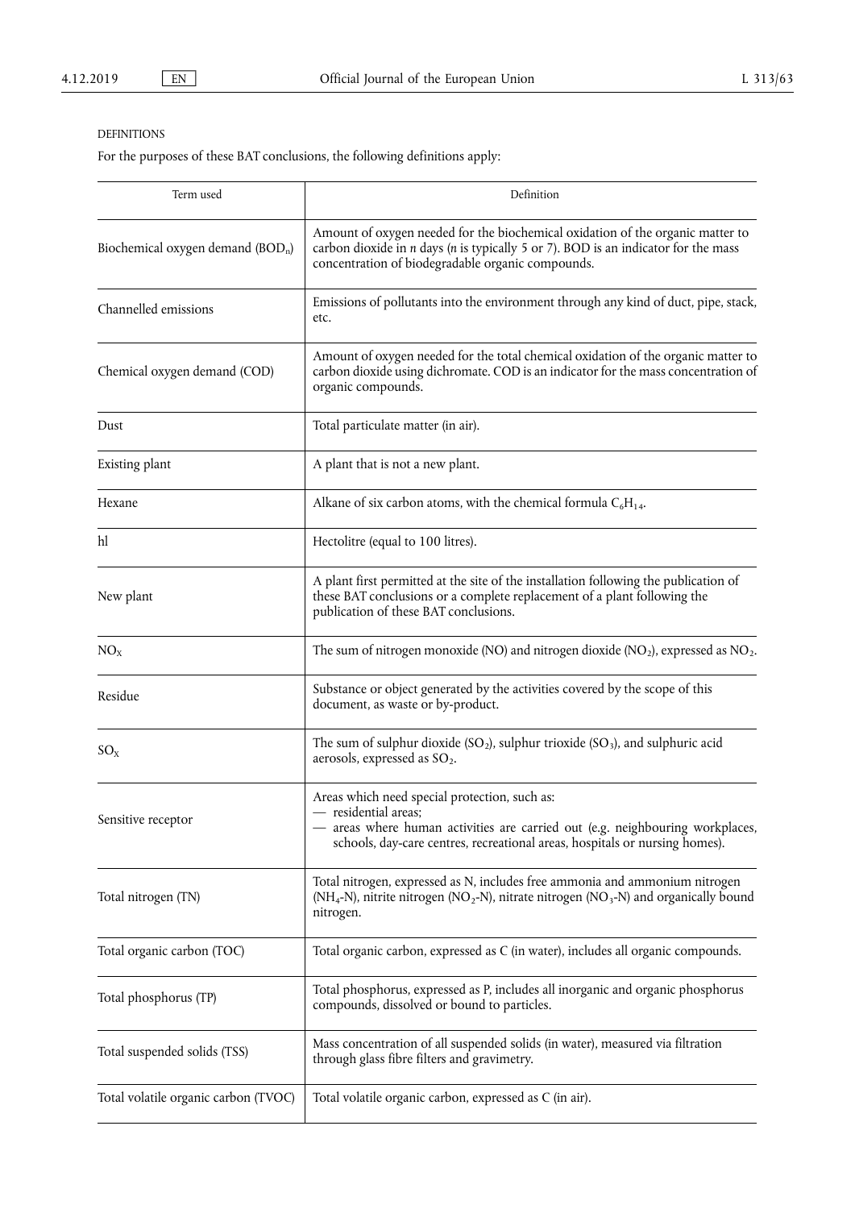DEFINITIONS

For the purposes of these BAT conclusions, the following definitions apply:

| Term used | Definition |
|---|---|
| Biochemical oxygen demand ($BOD_n$) | Amount of oxygen needed for the biochemical oxidation of the organic matter to carbon dioxide in *n* days (*n* is typically 5 or 7). BOD is an indicator for the mass concentration of biodegradable organic compounds. |
| Channelled emissions | Emissions of pollutants into the environment through any kind of duct, pipe, stack, etc. |
| Chemical oxygen demand (COD) | Amount of oxygen needed for the total chemical oxidation of the organic matter to carbon dioxide using dichromate. COD is an indicator for the mass concentration of organic compounds. |
| Dust | Total particulate matter (in air). |
| Existing plant | A plant that is not a new plant. |
| Hexane | Alkane of six carbon atoms, with the chemical formula $C_6H_{14}$. |
| hl | Hectolitre (equal to 100 litres). |
| New plant | A plant first permitted at the site of the installation following the publication of these BAT conclusions or a complete replacement of a plant following the publication of these BAT conclusions. |
| $NO_X$ | The sum of nitrogen monoxide (NO) and nitrogen dioxide ($NO_2$), expressed as $NO_2$. |
| Residue | Substance or object generated by the activities covered by the scope of this document, as waste or by-product. |
| $SO_X$ | The sum of sulphur dioxide ($SO_2$), sulphur trioxide ($SO_3$), and sulphuric acid aerosols, expressed as $SO_2$. |
| Sensitive receptor | Areas which need special protection, such as: — residential areas; — areas where human activities are carried out (e.g. neighbouring workplaces, schools, day-care centres, recreational areas, hospitals or nursing homes). |
| Total nitrogen (TN) | Total nitrogen, expressed as N, includes free ammonia and ammonium nitrogen ($NH_4$-N), nitrite nitrogen ($NO_2$-N), nitrate nitrogen ($NO_3$-N) and organically bound nitrogen. |
| Total organic carbon (TOC) | Total organic carbon, expressed as C (in water), includes all organic compounds. |
| Total phosphorus (TP) | Total phosphorus, expressed as P, includes all inorganic and organic phosphorus compounds, dissolved or bound to particles. |
| Total suspended solids (TSS) | Mass concentration of all suspended solids (in water), measured via filtration through glass fibre filters and gravimetry. |
| Total volatile organic carbon (TVOC) | Total volatile organic carbon, expressed as C (in air). |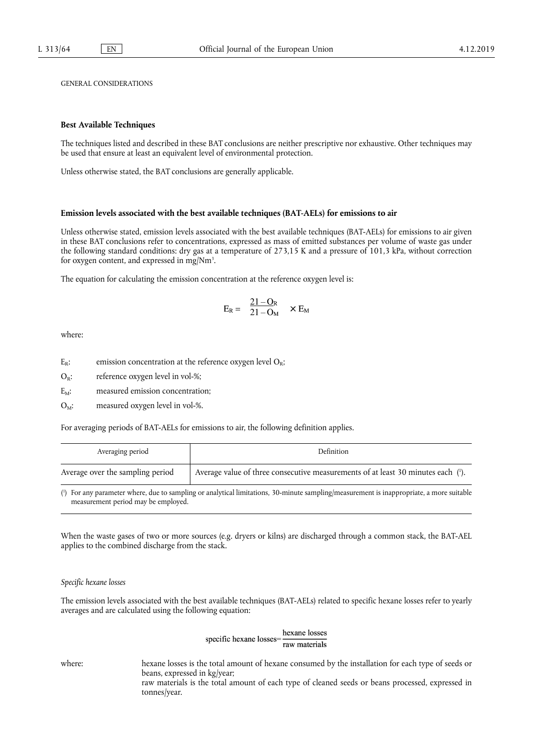GENERAL CONSIDERATIONS

## Best Available Techniques

The techniques listed and described in these BAT conclusions are neither prescriptive nor exhaustive. Other techniques may be used that ensure at least an equivalent level of environmental protection.

Unless otherwise stated, the BAT conclusions are generally applicable.

## Emission levels associated with the best available techniques (BAT-AELs) for emissions to air

Unless otherwise stated, emission levels associated with the best available techniques (BAT-AELs) for emissions to air given in these BAT conclusions refer to concentrations, expressed as mass of emitted substances per volume of waste gas under the following standard conditions: dry gas at a temperature of 273,15 K and a pressure of 101,3 kPa, without correction for oxygen content, and expressed in mg/Nm$^3$.

The equation for calculating the emission concentration at the reference oxygen level is:

$$E_R = \frac{21 - O_R}{21 - O_M} \times E_M$$

where:

$E_R$: emission concentration at the reference oxygen level $O_R$;

$O_R$: reference oxygen level in vol-%;

$E_M$: measured emission concentration;

$O_M$: measured oxygen level in vol-%.

For averaging periods of BAT-AELs for emissions to air, the following definition applies.

| Averaging period | Definition |
|---|---|
| Average over the sampling period | Average value of three consecutive measurements of at least 30 minutes each [1]. |

[1] For any parameter where, due to sampling or analytical limitations, 30-minute sampling/measurement is inappropriate, a more suitable measurement period may be employed.

When the waste gases of two or more sources (e.g. dryers or kilns) are discharged through a common stack, the BAT-AEL applies to the combined discharge from the stack.

*Specific hexane losses*

The emission levels associated with the best available techniques (BAT-AELs) related to specific hexane losses refer to yearly averages and are calculated using the following equation:

$$\text{specific hexane losses} = \frac{\text{hexane losses}}{\text{raw materials}}$$

where: hexane losses is the total amount of hexane consumed by the installation for each type of seeds or beans, expressed in kg/year;

raw materials is the total amount of each type of cleaned seeds or beans processed, expressed in tonnes/year.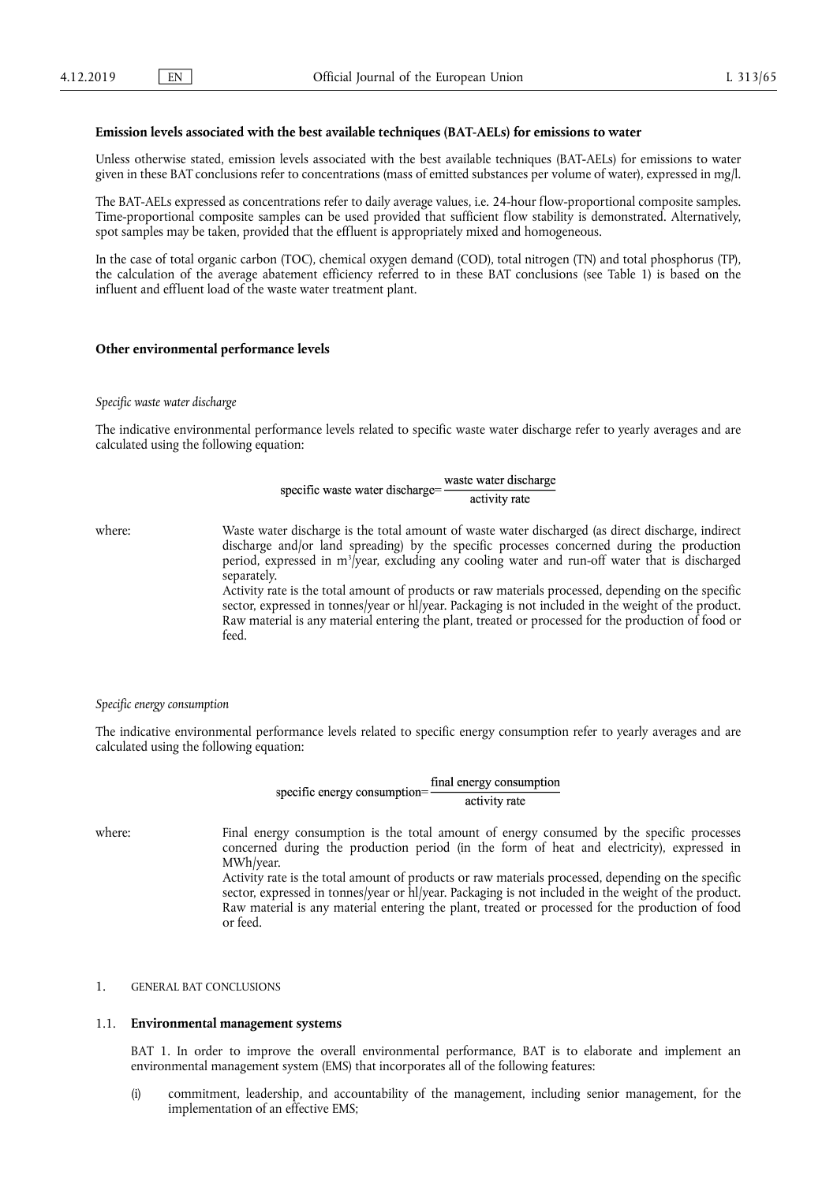**Emission levels associated with the best available techniques (BAT-AELs) for emissions to water**

Unless otherwise stated, emission levels associated with the best available techniques (BAT-AELs) for emissions to water given in these BAT conclusions refer to concentrations (mass of emitted substances per volume of water), expressed in mg/l.

The BAT-AELs expressed as concentrations refer to daily average values, i.e. 24-hour flow-proportional composite samples. Time-proportional composite samples can be used provided that sufficient flow stability is demonstrated. Alternatively, spot samples may be taken, provided that the effluent is appropriately mixed and homogeneous.

In the case of total organic carbon (TOC), chemical oxygen demand (COD), total nitrogen (TN) and total phosphorus (TP), the calculation of the average abatement efficiency referred to in these BAT conclusions (see Table 1) is based on the influent and effluent load of the waste water treatment plant.

**Other environmental performance levels**

*Specific waste water discharge*

The indicative environmental performance levels related to specific waste water discharge refer to yearly averages and are calculated using the following equation:

$$\text{specific waste water discharge} = \frac{\text{waste water discharge}}{\text{activity rate}}$$

where: Waste water discharge is the total amount of waste water discharged (as direct discharge, indirect discharge and/or land spreading) by the specific processes concerned during the production period, expressed in $m^3$/year, excluding any cooling water and run-off water that is discharged separately.

Activity rate is the total amount of products or raw materials processed, depending on the specific sector, expressed in tonnes/year or hl/year. Packaging is not included in the weight of the product. Raw material is any material entering the plant, treated or processed for the production of food or feed.

*Specific energy consumption*

The indicative environmental performance levels related to specific energy consumption refer to yearly averages and are calculated using the following equation:

$$\text{specific energy consumption} = \frac{\text{final energy consumption}}{\text{activity rate}}$$

where: Final energy consumption is the total amount of energy consumed by the specific processes concerned during the production period (in the form of heat and electricity), expressed in MWh/year.

Activity rate is the total amount of products or raw materials processed, depending on the specific sector, expressed in tonnes/year or hl/year. Packaging is not included in the weight of the product. Raw material is any material entering the plant, treated or processed for the production of food or feed.

## 1. GENERAL BAT CONCLUSIONS

### 1.1. Environmental management systems

BAT 1. In order to improve the overall environmental performance, BAT is to elaborate and implement an environmental management system (EMS) that incorporates all of the following features:

(i) commitment, leadership, and accountability of the management, including senior management, for the implementation of an effective EMS;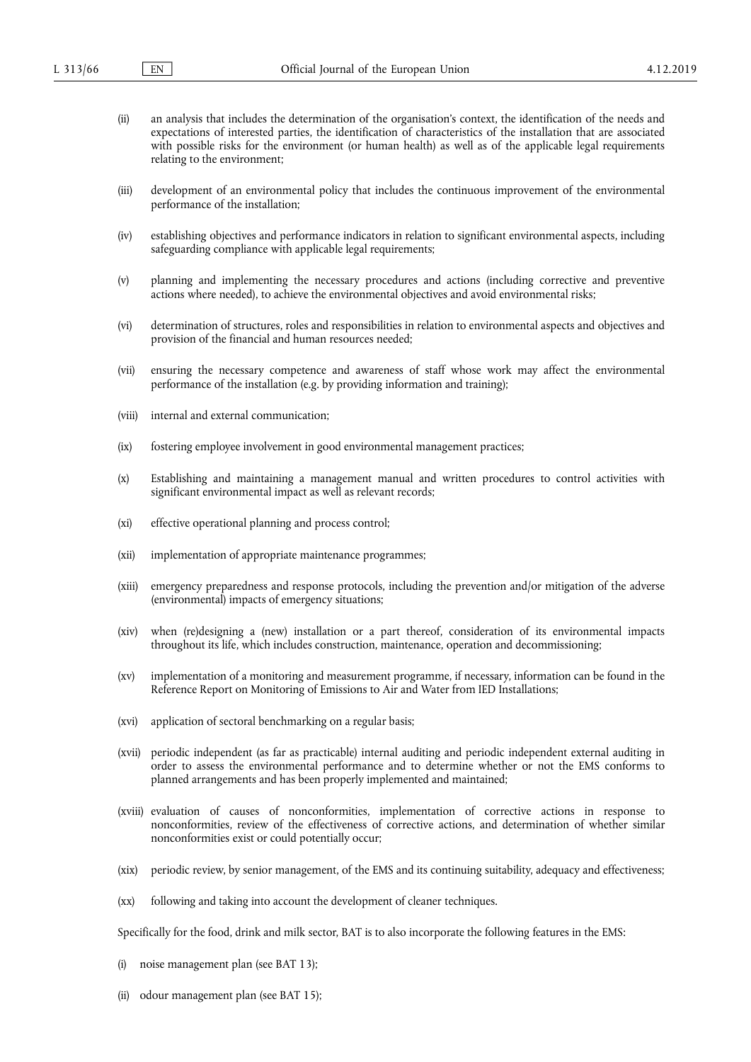(ii) an analysis that includes the determination of the organisation's context, the identification of the needs and expectations of interested parties, the identification of characteristics of the installation that are associated with possible risks for the environment (or human health) as well as of the applicable legal requirements relating to the environment;

(iii) development of an environmental policy that includes the continuous improvement of the environmental performance of the installation;

(iv) establishing objectives and performance indicators in relation to significant environmental aspects, including safeguarding compliance with applicable legal requirements;

(v) planning and implementing the necessary procedures and actions (including corrective and preventive actions where needed), to achieve the environmental objectives and avoid environmental risks;

(vi) determination of structures, roles and responsibilities in relation to environmental aspects and objectives and provision of the financial and human resources needed;

(vii) ensuring the necessary competence and awareness of staff whose work may affect the environmental performance of the installation (e.g. by providing information and training);

(viii) internal and external communication;

(ix) fostering employee involvement in good environmental management practices;

(x) Establishing and maintaining a management manual and written procedures to control activities with significant environmental impact as well as relevant records;

(xi) effective operational planning and process control;

(xii) implementation of appropriate maintenance programmes;

(xiii) emergency preparedness and response protocols, including the prevention and/or mitigation of the adverse (environmental) impacts of emergency situations;

(xiv) when (re)designing a (new) installation or a part thereof, consideration of its environmental impacts throughout its life, which includes construction, maintenance, operation and decommissioning;

(xv) implementation of a monitoring and measurement programme, if necessary, information can be found in the Reference Report on Monitoring of Emissions to Air and Water from IED Installations;

(xvi) application of sectoral benchmarking on a regular basis;

(xvii) periodic independent (as far as practicable) internal auditing and periodic independent external auditing in order to assess the environmental performance and to determine whether or not the EMS conforms to planned arrangements and has been properly implemented and maintained;

(xviii) evaluation of causes of nonconformities, implementation of corrective actions in response to nonconformities, review of the effectiveness of corrective actions, and determination of whether similar nonconformities exist or could potentially occur;

(xix) periodic review, by senior management, of the EMS and its continuing suitability, adequacy and effectiveness;

(xx) following and taking into account the development of cleaner techniques.

Specifically for the food, drink and milk sector, BAT is to also incorporate the following features in the EMS:

(i) noise management plan (see BAT 13);

(ii) odour management plan (see BAT 15);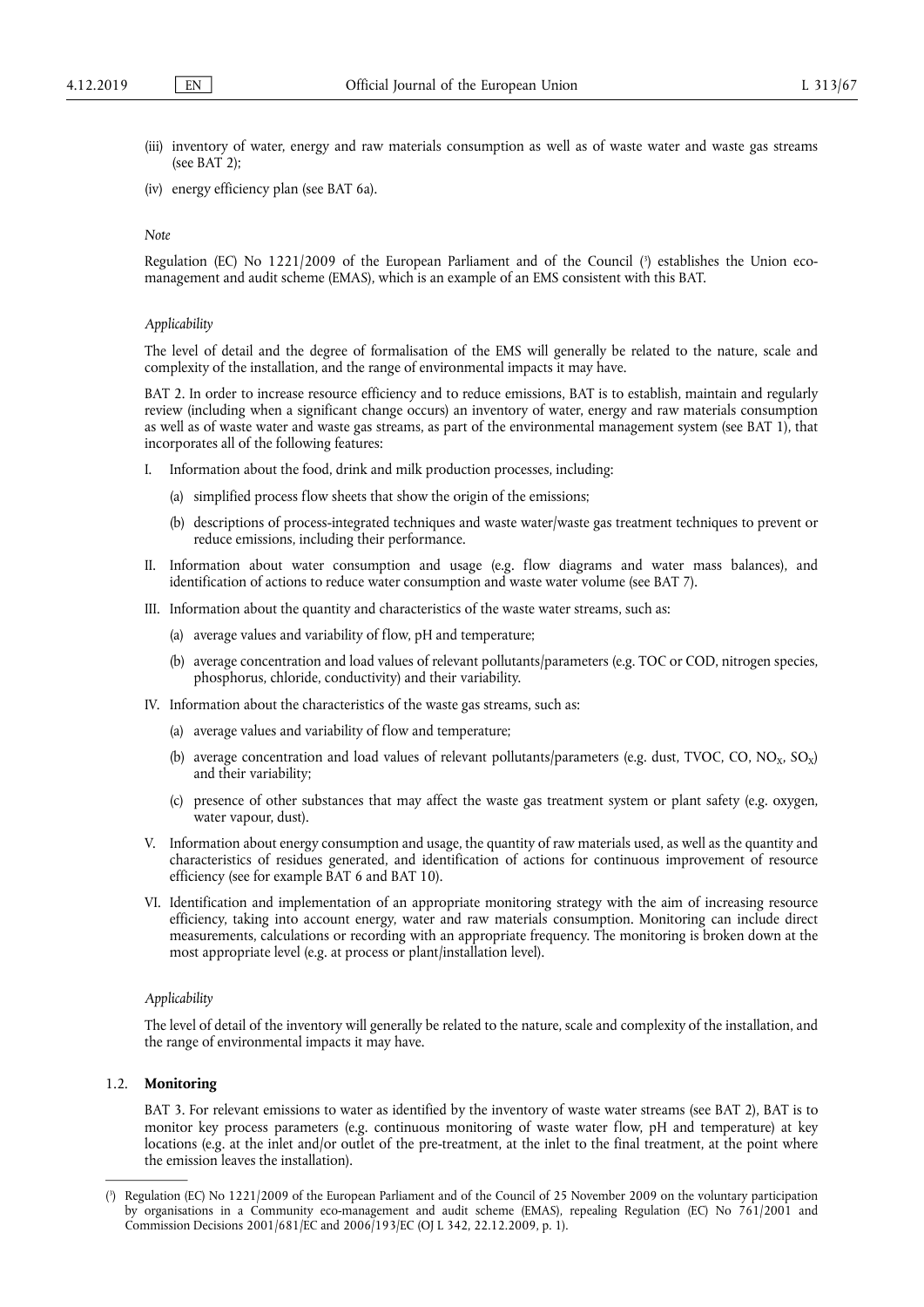(iii) inventory of water, energy and raw materials consumption as well as of waste water and waste gas streams (see BAT 2);

(iv) energy efficiency plan (see BAT 6a).

*Note*

Regulation (EC) No 1221/2009 of the European Parliament and of the Council ([3]) establishes the Union eco-management and audit scheme (EMAS), which is an example of an EMS consistent with this BAT.

*Applicability*

The level of detail and the degree of formalisation of the EMS will generally be related to the nature, scale and complexity of the installation, and the range of environmental impacts it may have.

BAT 2. In order to increase resource efficiency and to reduce emissions, BAT is to establish, maintain and regularly review (including when a significant change occurs) an inventory of water, energy and raw materials consumption as well as of waste water and waste gas streams, as part of the environmental management system (see BAT 1), that incorporates all of the following features:

I. Information about the food, drink and milk production processes, including:

   (a) simplified process flow sheets that show the origin of the emissions;

   (b) descriptions of process-integrated techniques and waste water/waste gas treatment techniques to prevent or reduce emissions, including their performance.

II. Information about water consumption and usage (e.g. flow diagrams and water mass balances), and identification of actions to reduce water consumption and waste water volume (see BAT 7).

III. Information about the quantity and characteristics of the waste water streams, such as:

   (a) average values and variability of flow, pH and temperature;

   (b) average concentration and load values of relevant pollutants/parameters (e.g. TOC or COD, nitrogen species, phosphorus, chloride, conductivity) and their variability.

IV. Information about the characteristics of the waste gas streams, such as:

   (a) average values and variability of flow and temperature;

   (b) average concentration and load values of relevant pollutants/parameters (e.g. dust, TVOC, CO, $NO_X$, $SO_X$) and their variability;

   (c) presence of other substances that may affect the waste gas treatment system or plant safety (e.g. oxygen, water vapour, dust).

V. Information about energy consumption and usage, the quantity of raw materials used, as well as the quantity and characteristics of residues generated, and identification of actions for continuous improvement of resource efficiency (see for example BAT 6 and BAT 10).

VI. Identification and implementation of an appropriate monitoring strategy with the aim of increasing resource efficiency, taking into account energy, water and raw materials consumption. Monitoring can include direct measurements, calculations or recording with an appropriate frequency. The monitoring is broken down at the most appropriate level (e.g. at process or plant/installation level).

*Applicability*

The level of detail of the inventory will generally be related to the nature, scale and complexity of the installation, and the range of environmental impacts it may have.

## 1.2. **Monitoring**

BAT 3. For relevant emissions to water as identified by the inventory of waste water streams (see BAT 2), BAT is to monitor key process parameters (e.g. continuous monitoring of waste water flow, pH and temperature) at key locations (e.g. at the inlet and/or outlet of the pre-treatment, at the inlet to the final treatment, at the point where the emission leaves the installation).

---

([3]) Regulation (EC) No 1221/2009 of the European Parliament and of the Council of 25 November 2009 on the voluntary participation by organisations in a Community eco-management and audit scheme (EMAS), repealing Regulation (EC) No 761/2001 and Commission Decisions 2001/681/EC and 2006/193/EC (OJ L 342, 22.12.2009, p. 1).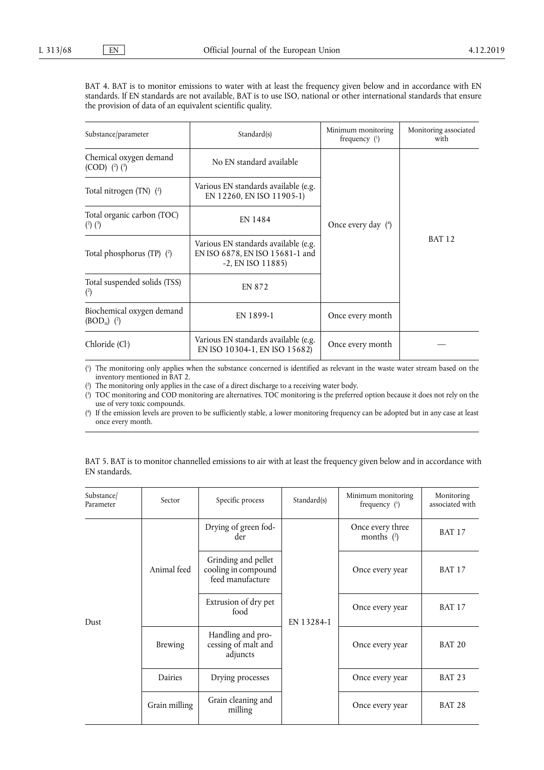BAT 4. BAT is to monitor emissions to water with at least the frequency given below and in accordance with EN standards. If EN standards are not available, BAT is to use ISO, national or other international standards that ensure the provision of data of an equivalent scientific quality.

| Substance/parameter | Standard(s) | Minimum monitoring frequency (1) | Monitoring associated with |
|---|---|---|---|
| Chemical oxygen demand (COD) (2) (3) | No EN standard available | Once every day (4) | BAT 12 |
| Total nitrogen (TN) (2) | Various EN standards available (e.g. EN 12260, EN ISO 11905-1) | | |
| Total organic carbon (TOC) (2) (3) | EN 1484 | | |
| Total phosphorus (TP) (2) | Various EN standards available (e.g. EN ISO 6878, EN ISO 15681-1 and -2, EN ISO 11885) | | |
| Total suspended solids (TSS) (2) | EN 872 | | |
| Biochemical oxygen demand ($BOD_n$) (2) | EN 1899-1 | Once every month | |
| Chloride ($Cl^-$) | Various EN standards available (e.g. EN ISO 10304-1, EN ISO 15682) | Once every month | — |

(1) The monitoring only applies when the substance concerned is identified as relevant in the waste water stream based on the inventory mentioned in BAT 2.

(2) The monitoring only applies in the case of a direct discharge to a receiving water body.

(3) TOC monitoring and COD monitoring are alternatives. TOC monitoring is the preferred option because it does not rely on the use of very toxic compounds.

(4) If the emission levels are proven to be sufficiently stable, a lower monitoring frequency can be adopted but in any case at least once every month.

BAT 5. BAT is to monitor channelled emissions to air with at least the frequency given below and in accordance with EN standards.

| Substance/ Parameter | Sector | Specific process | Standard(s) | Minimum monitoring frequency (1) | Monitoring associated with |
|---|---|---|---|---|---|
| Dust | Animal feed | Drying of green fodder | EN 13284-1 | Once every three months (2) | BAT 17 |
| | | Grinding and pellet cooling in compound feed manufacture | | Once every year | BAT 17 |
| | | Extrusion of dry pet food | | Once every year | BAT 17 |
| | Brewing | Handling and processing of malt and adjuncts | | Once every year | BAT 20 |
| | Dairies | Drying processes | | Once every year | BAT 23 |
| | Grain milling | Grain cleaning and milling | | Once every year | BAT 28 |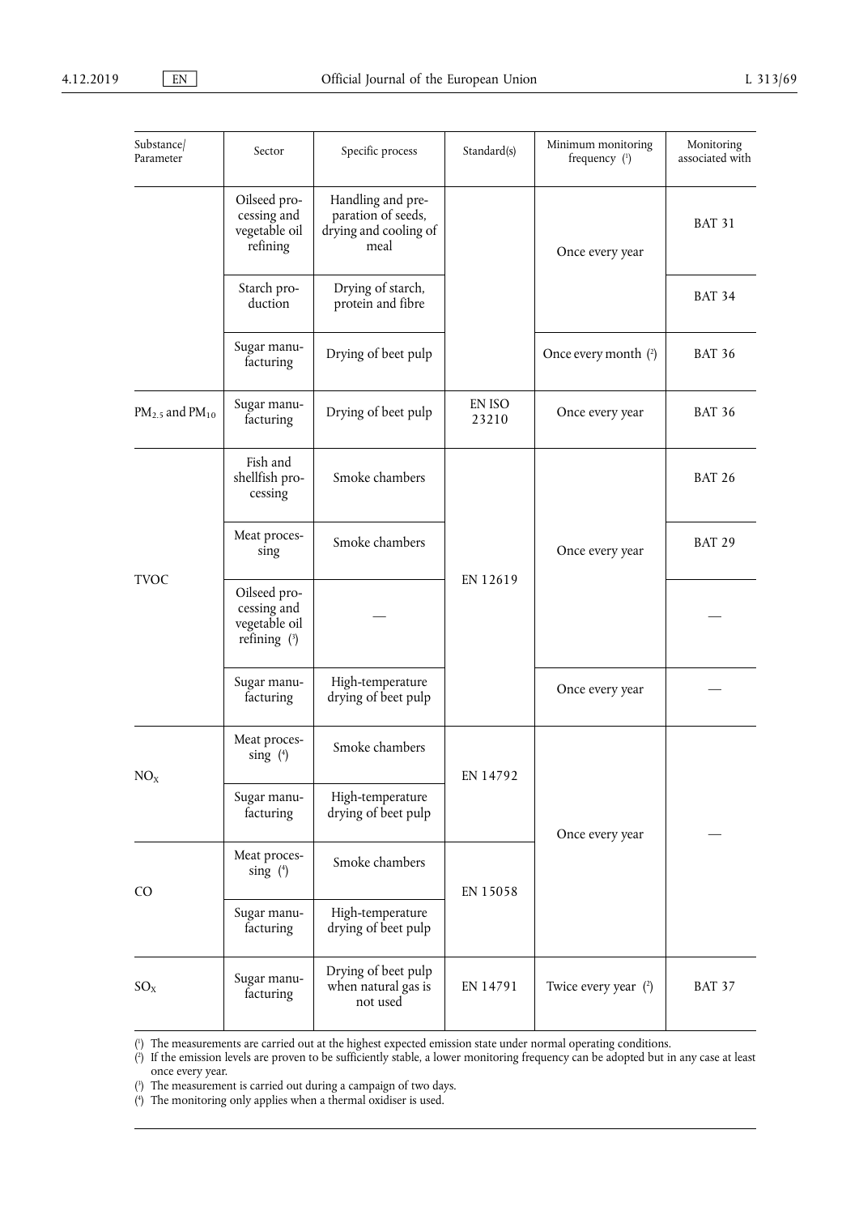| Substance/ Parameter | Sector | Specific process | Standard(s) | Minimum monitoring frequency [1] | Monitoring associated with |
|---|---|---|---|---|---|
| | Oilseed processing and vegetable oil refining | Handling and preparation of seeds, drying and cooling of meal | | Once every year | BAT 31 |
| | Starch production | Drying of starch, protein and fibre | | | BAT 34 |
| | Sugar manufacturing | Drying of beet pulp | | Once every month [2] | BAT 36 |
| $PM_{2.5}$ and $PM_{10}$ | Sugar manufacturing | Drying of beet pulp | EN ISO 23210 | Once every year | BAT 36 |
| TVOC | Fish and shellfish processing | Smoke chambers | EN 12619 | Once every year | BAT 26 |
| | Meat processing | Smoke chambers | | | BAT 29 |
| | Oilseed processing and vegetable oil refining [3] | — | | | — |
| | Sugar manufacturing | High-temperature drying of beet pulp | | Once every year | — |
| $NO_X$ | Meat processing [4] | Smoke chambers | EN 14792 | Once every year | — |
| | Sugar manufacturing | High-temperature drying of beet pulp | | | |
| CO | Meat processing [4] | Smoke chambers | EN 15058 | | |
| | Sugar manufacturing | High-temperature drying of beet pulp | | | |
| $SO_X$ | Sugar manufacturing | Drying of beet pulp when natural gas is not used | EN 14791 | Twice every year [2] | BAT 37 |

[1] The measurements are carried out at the highest expected emission state under normal operating conditions.

[2] If the emission levels are proven to be sufficiently stable, a lower monitoring frequency can be adopted but in any case at least once every year.

[3] The measurement is carried out during a campaign of two days.

[4] The monitoring only applies when a thermal oxidiser is used.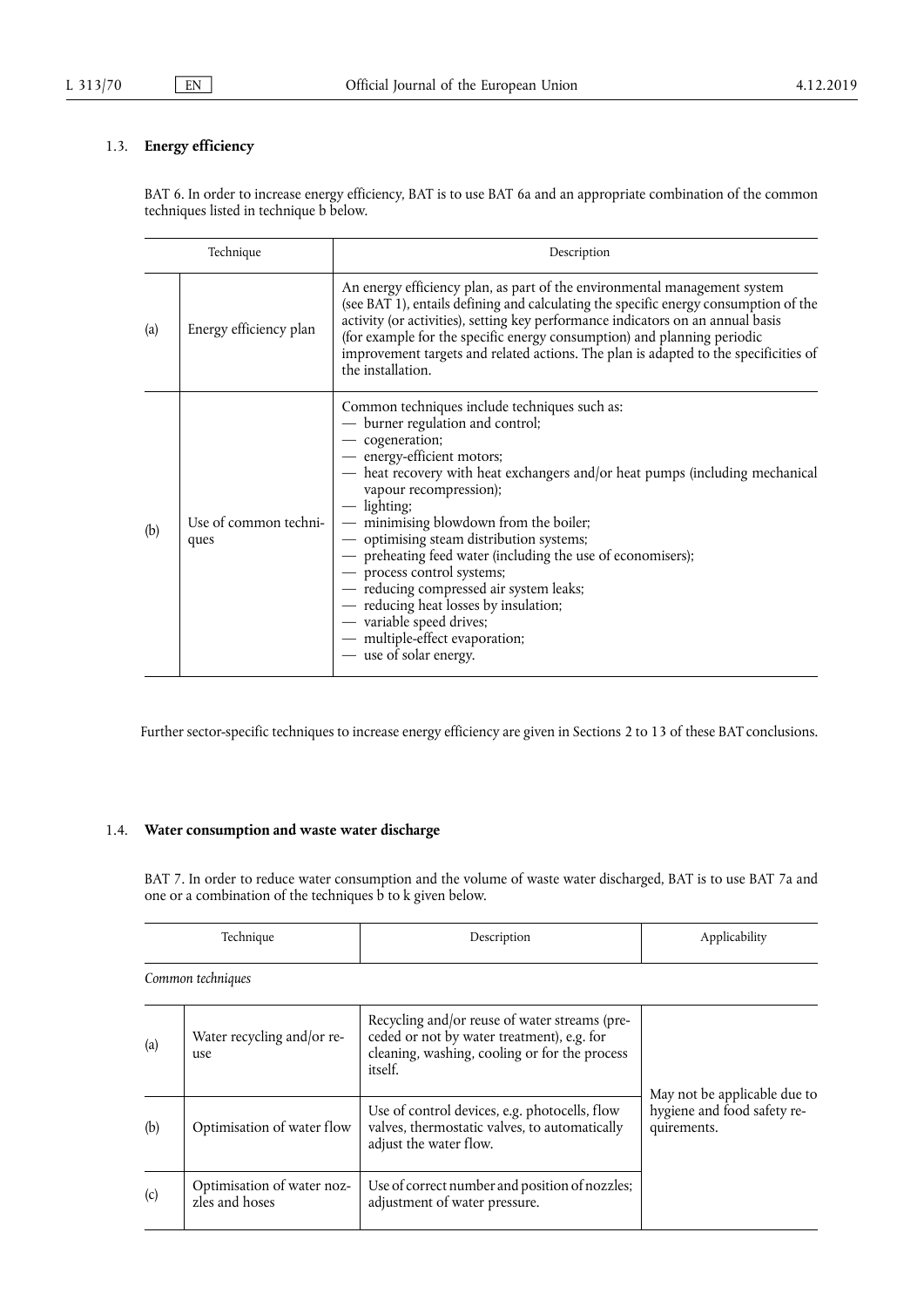## 1.3. **Energy efficiency**

BAT 6. In order to increase energy efficiency, BAT is to use BAT 6a and an appropriate combination of the common techniques listed in technique b below.

| | Technique | Description |
|---|---|---|
| (a) | Energy efficiency plan | An energy efficiency plan, as part of the environmental management system (see BAT 1), entails defining and calculating the specific energy consumption of the activity (or activities), setting key performance indicators on an annual basis (for example for the specific energy consumption) and planning periodic improvement targets and related actions. The plan is adapted to the specificities of the installation. |
| (b) | Use of common techniques | Common techniques include techniques such as:<br>— burner regulation and control;<br>— cogeneration;<br>— energy-efficient motors;<br>— heat recovery with heat exchangers and/or heat pumps (including mechanical vapour recompression);<br>— lighting;<br>— minimising blowdown from the boiler;<br>— optimising steam distribution systems;<br>— preheating feed water (including the use of economisers);<br>— process control systems;<br>— reducing compressed air system leaks;<br>— reducing heat losses by insulation;<br>— variable speed drives;<br>— multiple-effect evaporation;<br>— use of solar energy. |

Further sector-specific techniques to increase energy efficiency are given in Sections 2 to 13 of these BAT conclusions.

## 1.4. **Water consumption and waste water discharge**

BAT 7. In order to reduce water consumption and the volume of waste water discharged, BAT is to use BAT 7a and one or a combination of the techniques b to k given below.

| | Technique | Description | Applicability |
|---|---|---|---|
| *Common techniques* | | | |
| (a) | Water recycling and/or reuse | Recycling and/or reuse of water streams (preceded or not by water treatment), e.g. for cleaning, washing, cooling or for the process itself. | May not be applicable due to hygiene and food safety requirements. |
| (b) | Optimisation of water flow | Use of control devices, e.g. photocells, flow valves, thermostatic valves, to automatically adjust the water flow. | |
| (c) | Optimisation of water nozzles and hoses | Use of correct number and position of nozzles; adjustment of water pressure. | |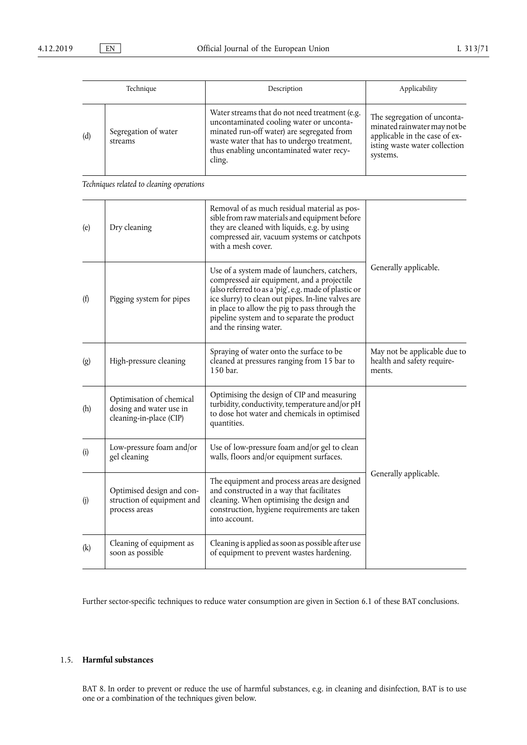| | Technique | Description | Applicability |
|---|---|---|---|
| (d) | Segregation of water streams | Water streams that do not need treatment (e.g. uncontaminated cooling water or uncontaminated run-off water) are segregated from waste water that has to undergo treatment, thus enabling uncontaminated water recycling. | The segregation of uncontaminated rainwater may not be applicable in the case of existing waste water collection systems. |

*Techniques related to cleaning operations*

| | Technique | Description | Applicability |
|---|---|---|---|
| (e) | Dry cleaning | Removal of as much residual material as possible from raw materials and equipment before they are cleaned with liquids, e.g. by using compressed air, vacuum systems or catchpots with a mesh cover. | Generally applicable. |
| (f) | Pigging system for pipes | Use of a system made of launchers, catchers, compressed air equipment, and a projectile (also referred to as a 'pig', e.g. made of plastic or ice slurry) to clean out pipes. In-line valves are in place to allow the pig to pass through the pipeline system and to separate the product and the rinsing water. | |
| (g) | High-pressure cleaning | Spraying of water onto the surface to be cleaned at pressures ranging from 15 bar to 150 bar. | May not be applicable due to health and safety requirements. |
| (h) | Optimisation of chemical dosing and water use in cleaning-in-place (CIP) | Optimising the design of CIP and measuring turbidity, conductivity, temperature and/or pH to dose hot water and chemicals in optimised quantities. | Generally applicable. |
| (i) | Low-pressure foam and/or gel cleaning | Use of low-pressure foam and/or gel to clean walls, floors and/or equipment surfaces. | |
| (j) | Optimised design and construction of equipment and process areas | The equipment and process areas are designed and constructed in a way that facilitates cleaning. When optimising the design and construction, hygiene requirements are taken into account. | |
| (k) | Cleaning of equipment as soon as possible | Cleaning is applied as soon as possible after use of equipment to prevent wastes hardening. | |

Further sector-specific techniques to reduce water consumption are given in Section 6.1 of these BAT conclusions.

## 1.5. **Harmful substances**

BAT 8. In order to prevent or reduce the use of harmful substances, e.g. in cleaning and disinfection, BAT is to use one or a combination of the techniques given below.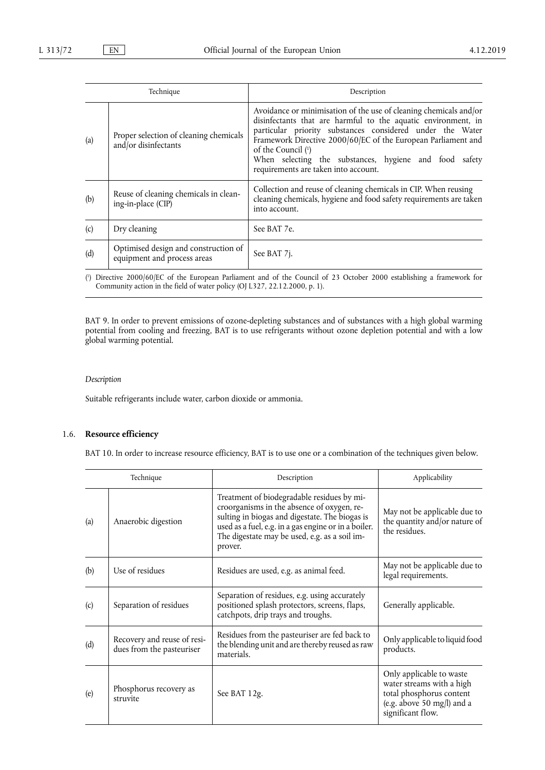| Technique | | Description |
|---|---|---|
| (a) | Proper selection of cleaning chemicals and/or disinfectants | Avoidance or minimisation of the use of cleaning chemicals and/or disinfectants that are harmful to the aquatic environment, in particular priority substances considered under the Water Framework Directive 2000/60/EC of the European Parliament and of the Council [1]<br>When selecting the substances, hygiene and food safety requirements are taken into account. |
| (b) | Reuse of cleaning chemicals in cleaning-in-place (CIP) | Collection and reuse of cleaning chemicals in CIP. When reusing cleaning chemicals, hygiene and food safety requirements are taken into account. |
| (c) | Dry cleaning | See BAT 7e. |
| (d) | Optimised design and construction of equipment and process areas | See BAT 7j. |

[1] Directive 2000/60/EC of the European Parliament and of the Council of 23 October 2000 establishing a framework for Community action in the field of water policy (OJ L327, 22.12.2000, p. 1).

BAT 9. In order to prevent emissions of ozone-depleting substances and of substances with a high global warming potential from cooling and freezing, BAT is to use refrigerants without ozone depletion potential and with a low global warming potential.

*Description*

Suitable refrigerants include water, carbon dioxide or ammonia.

## 1.6. **Resource efficiency**

BAT 10. In order to increase resource efficiency, BAT is to use one or a combination of the techniques given below.

| Technique | | Description | Applicability |
|---|---|---|---|
| (a) | Anaerobic digestion | Treatment of biodegradable residues by microorganisms in the absence of oxygen, resulting in biogas and digestate. The biogas is used as a fuel, e.g. in a gas engine or in a boiler. The digestate may be used, e.g. as a soil improver. | May not be applicable due to the quantity and/or nature of the residues. |
| (b) | Use of residues | Residues are used, e.g. as animal feed. | May not be applicable due to legal requirements. |
| (c) | Separation of residues | Separation of residues, e.g. using accurately positioned splash protectors, screens, flaps, catchpots, drip trays and troughs. | Generally applicable. |
| (d) | Recovery and reuse of residues from the pasteuriser | Residues from the pasteuriser are fed back to the blending unit and are thereby reused as raw materials. | Only applicable to liquid food products. |
| (e) | Phosphorus recovery as struvite | See BAT 12g. | Only applicable to waste water streams with a high total phosphorus content (e.g. above 50 mg/l) and a significant flow. |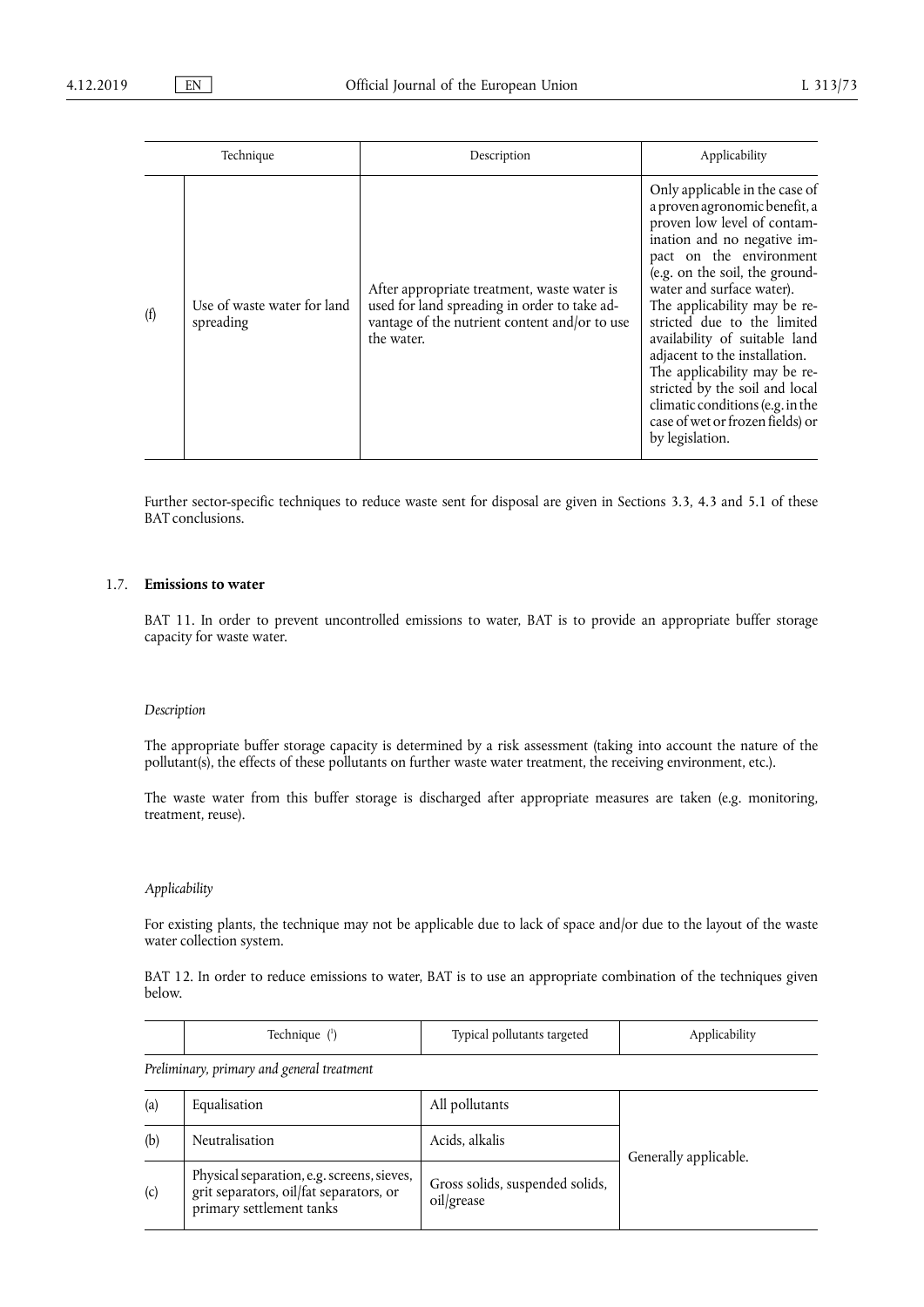| Technique | | Description | Applicability |
|---|---|---|---|
| (f) | Use of waste water for land spreading | After appropriate treatment, waste water is used for land spreading in order to take advantage of the nutrient content and/or to use the water. | Only applicable in the case of a proven agronomic benefit, a proven low level of contamination and no negative impact on the environment (e.g. on the soil, the groundwater and surface water). The applicability may be restricted due to the limited availability of suitable land adjacent to the installation. The applicability may be restricted by the soil and local climatic conditions (e.g. in the case of wet or frozen fields) or by legislation. |

Further sector-specific techniques to reduce waste sent for disposal are given in Sections 3.3, 4.3 and 5.1 of these BAT conclusions.

## 1.7. **Emissions to water**

BAT 11. In order to prevent uncontrolled emissions to water, BAT is to provide an appropriate buffer storage capacity for waste water.

*Description*

The appropriate buffer storage capacity is determined by a risk assessment (taking into account the nature of the pollutant(s), the effects of these pollutants on further waste water treatment, the receiving environment, etc.).

The waste water from this buffer storage is discharged after appropriate measures are taken (e.g. monitoring, treatment, reuse).

*Applicability*

For existing plants, the technique may not be applicable due to lack of space and/or due to the layout of the waste water collection system.

BAT 12. In order to reduce emissions to water, BAT is to use an appropriate combination of the techniques given below.

| | Technique [1] | Typical pollutants targeted | Applicability |
|---|---|---|---|
| *Preliminary, primary and general treatment* | | | |
| (a) | Equalisation | All pollutants | Generally applicable. |
| (b) | Neutralisation | Acids, alkalis | |
| (c) | Physical separation, e.g. screens, sieves, grit separators, oil/fat separators, or primary settlement tanks | Gross solids, suspended solids, oil/grease | |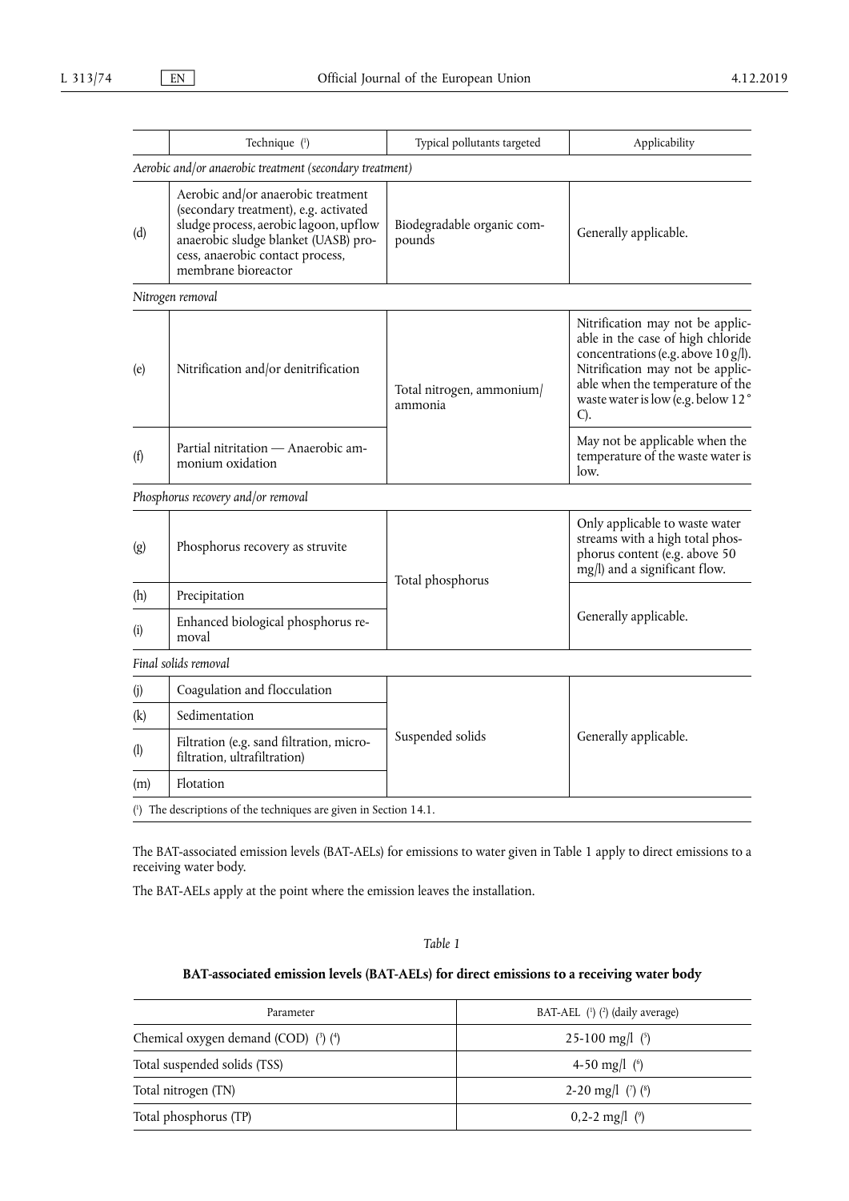| | Technique [1] | Typical pollutants targeted | Applicability |
|---|---|---|---|
| *Aerobic and/or anaerobic treatment (secondary treatment)* | | | |
| (d) | Aerobic and/or anaerobic treatment (secondary treatment), e.g. activated sludge process, aerobic lagoon, upflow anaerobic sludge blanket (UASB) process, anaerobic contact process, membrane bioreactor | Biodegradable organic compounds | Generally applicable. |
| *Nitrogen removal* | | | |
| (e) | Nitrification and/or denitrification | Total nitrogen, ammonium/ammonia | Nitrification may not be applicable in the case of high chloride concentrations (e.g. above 10 g/l). Nitrification may not be applicable when the temperature of the waste water is low (e.g. below 12 °C). |
| (f) | Partial nitritation — Anaerobic ammonium oxidation | | May not be applicable when the temperature of the waste water is low. |
| *Phosphorus recovery and/or removal* | | | |
| (g) | Phosphorus recovery as struvite | Total phosphorus | Only applicable to waste water streams with a high total phosphorus content (e.g. above 50 mg/l) and a significant flow. |
| (h) | Precipitation | | Generally applicable. |
| (i) | Enhanced biological phosphorus removal | | |
| *Final solids removal* | | | |
| (j) | Coagulation and flocculation | Suspended solids | Generally applicable. |
| (k) | Sedimentation | | |
| (l) | Filtration (e.g. sand filtration, microfiltration, ultrafiltration) | | |
| (m) | Flotation | | |

[1] The descriptions of the techniques are given in Section 14.1.

The BAT-associated emission levels (BAT-AELs) for emissions to water given in Table 1 apply to direct emissions to a receiving water body.

The BAT-AELs apply at the point where the emission leaves the installation.

*Table 1*

**BAT-associated emission levels (BAT-AELs) for direct emissions to a receiving water body**

| Parameter | BAT-AEL [1] [2] (daily average) |
|---|---|
| Chemical oxygen demand (COD) [3] [4] | 25-100 mg/l [5] |
| Total suspended solids (TSS) | 4-50 mg/l [6] |
| Total nitrogen (TN) | 2-20 mg/l [7] [8] |
| Total phosphorus (TP) | 0,2-2 mg/l [9] |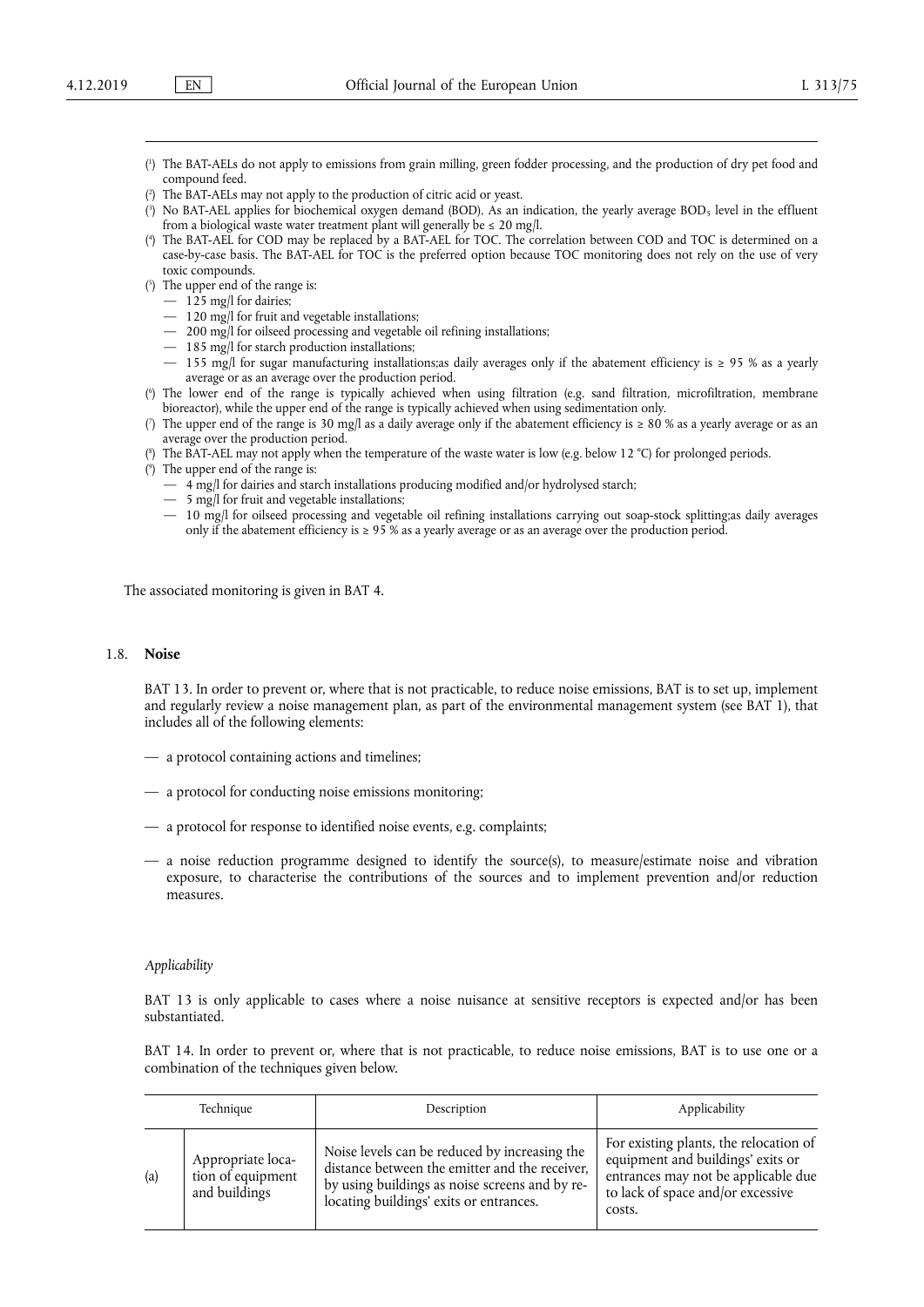(1) The BAT-AELs do not apply to emissions from grain milling, green fodder processing, and the production of dry pet food and compound feed.

(2) The BAT-AELs may not apply to the production of citric acid or yeast.

(3) No BAT-AEL applies for biochemical oxygen demand (BOD). As an indication, the yearly average $BOD_5$ level in the effluent from a biological waste water treatment plant will generally be ≤ 20 mg/l.

(4) The BAT-AEL for COD may be replaced by a BAT-AEL for TOC. The correlation between COD and TOC is determined on a case-by-case basis. The BAT-AEL for TOC is the preferred option because TOC monitoring does not rely on the use of very toxic compounds.

(5) The upper end of the range is:

— 125 mg/l for dairies;

— 120 mg/l for fruit and vegetable installations;

— 200 mg/l for oilseed processing and vegetable oil refining installations;

— 185 mg/l for starch production installations;

— 155 mg/l for sugar manufacturing installations;as daily averages only if the abatement efficiency is ≥ 95 % as a yearly average or as an average over the production period.

(6) The lower end of the range is typically achieved when using filtration (e.g. sand filtration, microfiltration, membrane bioreactor), while the upper end of the range is typically achieved when using sedimentation only.

(7) The upper end of the range is 30 mg/l as a daily average only if the abatement efficiency is ≥ 80 % as a yearly average or as an average over the production period.

(8) The BAT-AEL may not apply when the temperature of the waste water is low (e.g. below 12 °C) for prolonged periods.

(9) The upper end of the range is:

— 4 mg/l for dairies and starch installations producing modified and/or hydrolysed starch;

— 5 mg/l for fruit and vegetable installations;

— 10 mg/l for oilseed processing and vegetable oil refining installations carrying out soap-stock splitting;as daily averages only if the abatement efficiency is ≥ 95 % as a yearly average or as an average over the production period.

The associated monitoring is given in BAT 4.

## 1.8. **Noise**

BAT 13. In order to prevent or, where that is not practicable, to reduce noise emissions, BAT is to set up, implement and regularly review a noise management plan, as part of the environmental management system (see BAT 1), that includes all of the following elements:

— a protocol containing actions and timelines;

— a protocol for conducting noise emissions monitoring;

— a protocol for response to identified noise events, e.g. complaints;

— a noise reduction programme designed to identify the source(s), to measure/estimate noise and vibration exposure, to characterise the contributions of the sources and to implement prevention and/or reduction measures.

*Applicability*

BAT 13 is only applicable to cases where a noise nuisance at sensitive receptors is expected and/or has been substantiated.

BAT 14. In order to prevent or, where that is not practicable, to reduce noise emissions, BAT is to use one or a combination of the techniques given below.

| | Technique | Description | Applicability |
|---|---|---|---|
| (a) | Appropriate location of equipment and buildings | Noise levels can be reduced by increasing the distance between the emitter and the receiver, by using buildings as noise screens and by relocating buildings' exits or entrances. | For existing plants, the relocation of equipment and buildings' exits or entrances may not be applicable due to lack of space and/or excessive costs. |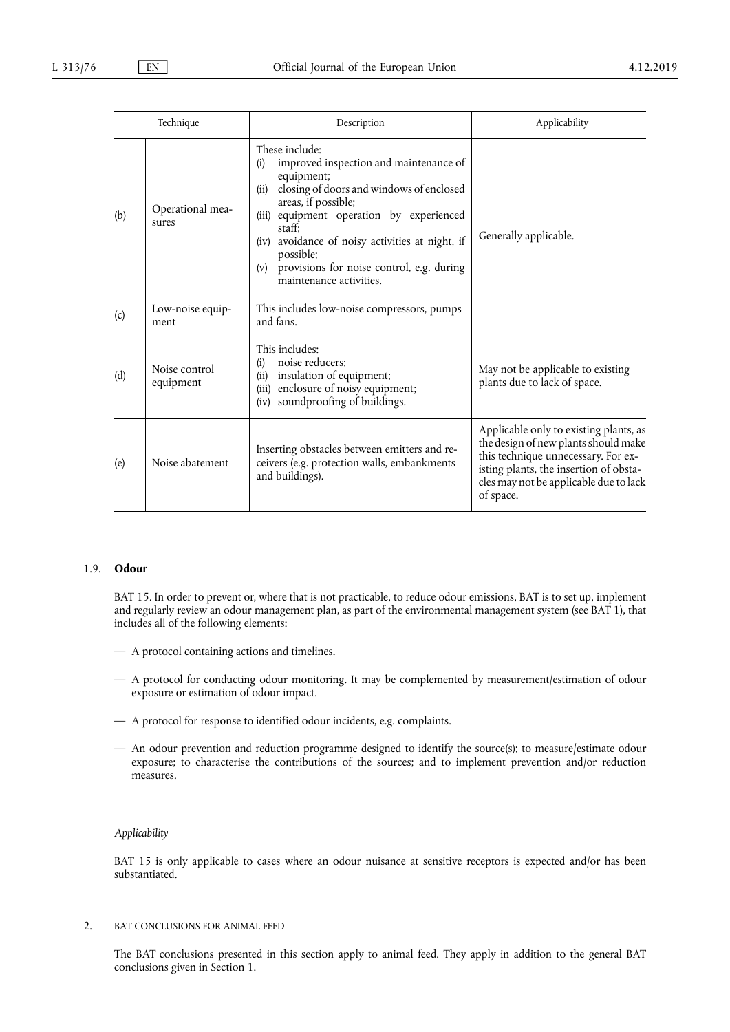| Technique | | Description | Applicability |
|---|---|---|---|
| (b) | Operational measures | These include: (i) improved inspection and maintenance of equipment; (ii) closing of doors and windows of enclosed areas, if possible; (iii) equipment operation by experienced staff; (iv) avoidance of noisy activities at night, if possible; (v) provisions for noise control, e.g. during maintenance activities. | Generally applicable. |
| (c) | Low-noise equipment | This includes low-noise compressors, pumps and fans. | |
| (d) | Noise control equipment | This includes: (i) noise reducers; (ii) insulation of equipment; (iii) enclosure of noisy equipment; (iv) soundproofing of buildings. | May not be applicable to existing plants due to lack of space. |
| (e) | Noise abatement | Inserting obstacles between emitters and receivers (e.g. protection walls, embankments and buildings). | Applicable only to existing plants, as the design of new plants should make this technique unnecessary. For existing plants, the insertion of obstacles may not be applicable due to lack of space. |

### 1.9. **Odour**

BAT 15. In order to prevent or, where that is not practicable, to reduce odour emissions, BAT is to set up, implement and regularly review an odour management plan, as part of the environmental management system (see BAT 1), that includes all of the following elements:

— A protocol containing actions and timelines.

— A protocol for conducting odour monitoring. It may be complemented by measurement/estimation of odour exposure or estimation of odour impact.

— A protocol for response to identified odour incidents, e.g. complaints.

— An odour prevention and reduction programme designed to identify the source(s); to measure/estimate odour exposure; to characterise the contributions of the sources; and to implement prevention and/or reduction measures.

*Applicability*

BAT 15 is only applicable to cases where an odour nuisance at sensitive receptors is expected and/or has been substantiated.

## 2. BAT CONCLUSIONS FOR ANIMAL FEED

The BAT conclusions presented in this section apply to animal feed. They apply in addition to the general BAT conclusions given in Section 1.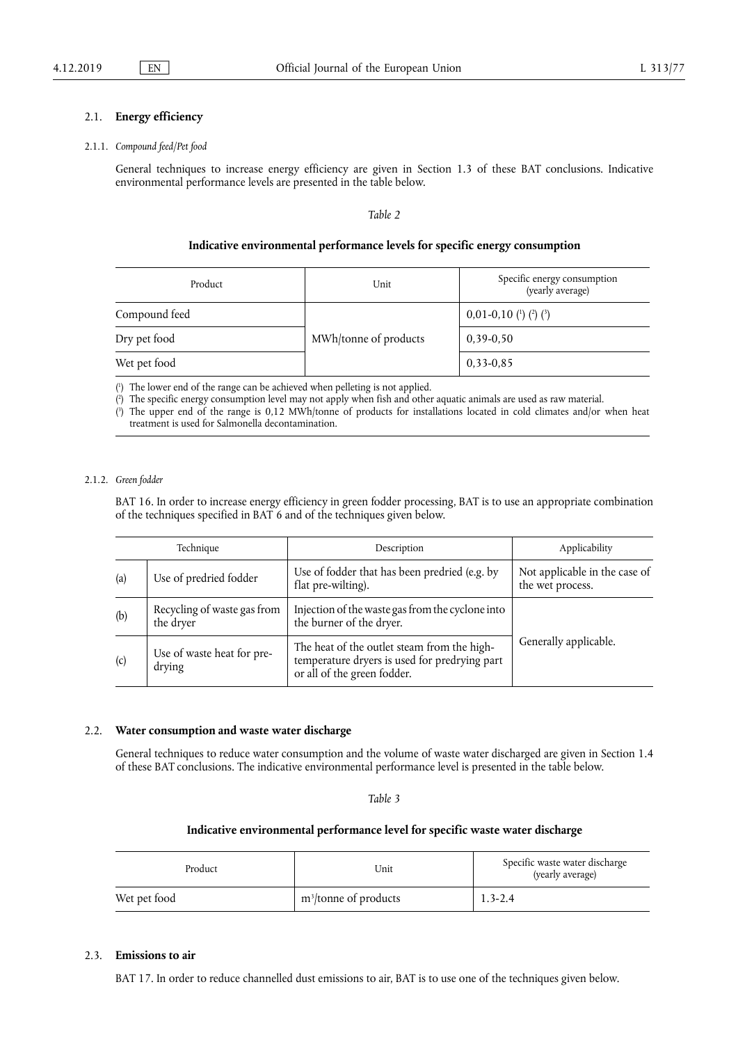## 2.1. **Energy efficiency**

### 2.1.1. *Compound feed/Pet food*

General techniques to increase energy efficiency are given in Section 1.3 of these BAT conclusions. Indicative environmental performance levels are presented in the table below.

*Table 2*

**Indicative environmental performance levels for specific energy consumption**

| Product | Unit | Specific energy consumption (yearly average) |
|---|---|---|
| Compound feed | MWh/tonne of products | 0,01-0,10 (1) (2) (3) |
| Dry pet food | | 0,39-0,50 |
| Wet pet food | | 0,33-0,85 |

(1) The lower end of the range can be achieved when pelleting is not applied.

(2) The specific energy consumption level may not apply when fish and other aquatic animals are used as raw material.

(3) The upper end of the range is 0,12 MWh/tonne of products for installations located in cold climates and/or when heat treatment is used for Salmonella decontamination.

### 2.1.2. *Green fodder*

BAT 16. In order to increase energy efficiency in green fodder processing, BAT is to use an appropriate combination of the techniques specified in BAT 6 and of the techniques given below.

| | Technique | Description | Applicability |
|---|---|---|---|
| (a) | Use of predried fodder | Use of fodder that has been predried (e.g. by flat pre-wilting). | Not applicable in the case of the wet process. |
| (b) | Recycling of waste gas from the dryer | Injection of the waste gas from the cyclone into the burner of the dryer. | Generally applicable. |
| (c) | Use of waste heat for pre-drying | The heat of the outlet steam from the high-temperature dryers is used for predrying part or all of the green fodder. | |

## 2.2. **Water consumption and waste water discharge**

General techniques to reduce water consumption and the volume of waste water discharged are given in Section 1.4 of these BAT conclusions. The indicative environmental performance level is presented in the table below.

*Table 3*

**Indicative environmental performance level for specific waste water discharge**

| Product | Unit | Specific waste water discharge (yearly average) |
|---|---|---|
| Wet pet food | $m^3$/tonne of products | 1.3-2.4 |

## 2.3. **Emissions to air**

BAT 17. In order to reduce channelled dust emissions to air, BAT is to use one of the techniques given below.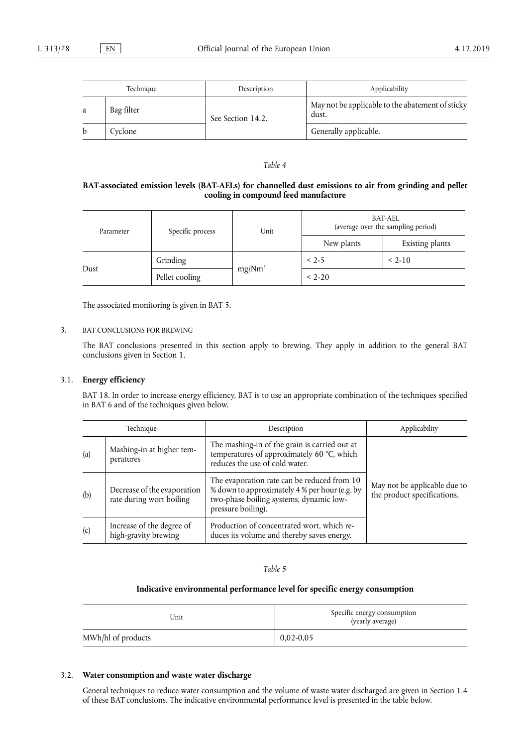| Technique | | Description | Applicability |
|---|---|---|---|
| a | Bag filter | See Section 14.2. | May not be applicable to the abatement of sticky dust. |
| b | Cyclone | | Generally applicable. |

*Table 4*

**BAT-associated emission levels (BAT-AELs) for channelled dust emissions to air from grinding and pellet cooling in compound feed manufacture**

| Parameter | Specific process | Unit | BAT-AEL (average over the sampling period) | |
|---|---|---|---|---|
| | | | New plants | Existing plants |
| Dust | Grinding | mg/Nm$^3$ | < 2-5 | < 2-10 |
| | Pellet cooling | | < 2-20 | |

The associated monitoring is given in BAT 5.

## 3. BAT CONCLUSIONS FOR BREWING

The BAT conclusions presented in this section apply to brewing. They apply in addition to the general BAT conclusions given in Section 1.

### 3.1. **Energy efficiency**

BAT 18. In order to increase energy efficiency, BAT is to use an appropriate combination of the techniques specified in BAT 6 and of the techniques given below.

| Technique | | Description | Applicability |
|---|---|---|---|
| (a) | Mashing-in at higher temperatures | The mashing-in of the grain is carried out at temperatures of approximately 60 °C, which reduces the use of cold water. | May not be applicable due to the product specifications. |
| (b) | Decrease of the evaporation rate during wort boiling | The evaporation rate can be reduced from 10 % down to approximately 4 % per hour (e.g. by two-phase boiling systems, dynamic low-pressure boiling). | |
| (c) | Increase of the degree of high-gravity brewing | Production of concentrated wort, which reduces its volume and thereby saves energy. | |

*Table 5*

**Indicative environmental performance level for specific energy consumption**

| Unit | Specific energy consumption (yearly average) |
|---|---|
| MWh/hl of products | 0,02-0,05 |

### 3.2. **Water consumption and waste water discharge**

General techniques to reduce water consumption and the volume of waste water discharged are given in Section 1.4 of these BAT conclusions. The indicative environmental performance level is presented in the table below.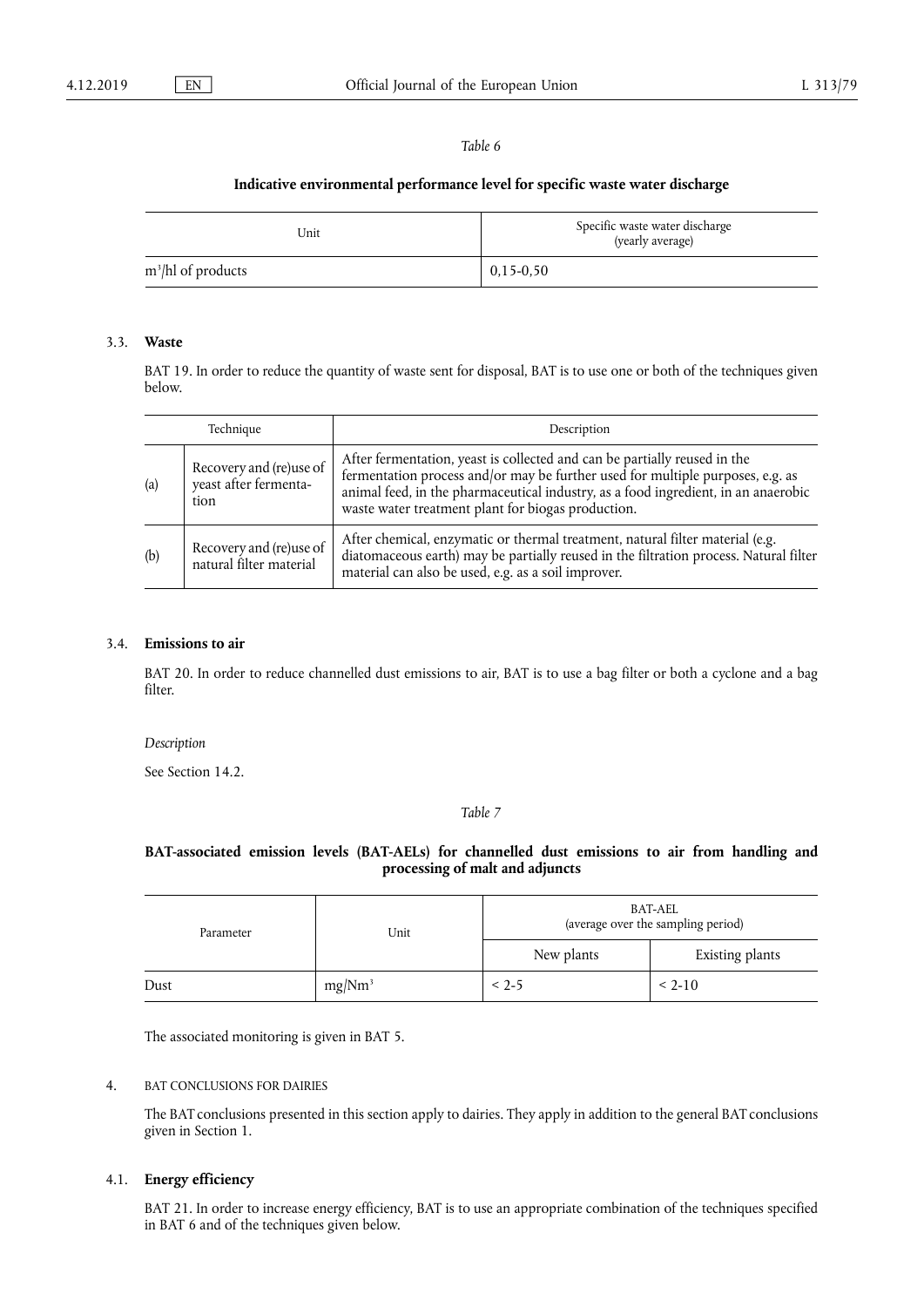*Table 6*

**Indicative environmental performance level for specific waste water discharge**

| Unit | Specific waste water discharge (yearly average) |
|---|---|
| $m^3$/hl of products | 0,15-0,50 |

### 3.3. **Waste**

BAT 19. In order to reduce the quantity of waste sent for disposal, BAT is to use one or both of the techniques given below.

| | Technique | Description |
|---|---|---|
| (a) | Recovery and (re)use of yeast after fermentation | After fermentation, yeast is collected and can be partially reused in the fermentation process and/or may be further used for multiple purposes, e.g. as animal feed, in the pharmaceutical industry, as a food ingredient, in an anaerobic waste water treatment plant for biogas production. |
| (b) | Recovery and (re)use of natural filter material | After chemical, enzymatic or thermal treatment, natural filter material (e.g. diatomaceous earth) may be partially reused in the filtration process. Natural filter material can also be used, e.g. as a soil improver. |

### 3.4. **Emissions to air**

BAT 20. In order to reduce channelled dust emissions to air, BAT is to use a bag filter or both a cyclone and a bag filter.

*Description*

See Section 14.2.

*Table 7*

**BAT-associated emission levels (BAT-AELs) for channelled dust emissions to air from handling and processing of malt and adjuncts**

| Parameter | Unit | BAT-AEL (average over the sampling period) | |
|---|---|---|---|
| | | New plants | Existing plants |
| Dust | $mg/Nm^3$ | < 2-5 | < 2-10 |

The associated monitoring is given in BAT 5.

## 4. BAT CONCLUSIONS FOR DAIRIES

The BAT conclusions presented in this section apply to dairies. They apply in addition to the general BAT conclusions given in Section 1.

### 4.1. **Energy efficiency**

BAT 21. In order to increase energy efficiency, BAT is to use an appropriate combination of the techniques specified in BAT 6 and of the techniques given below.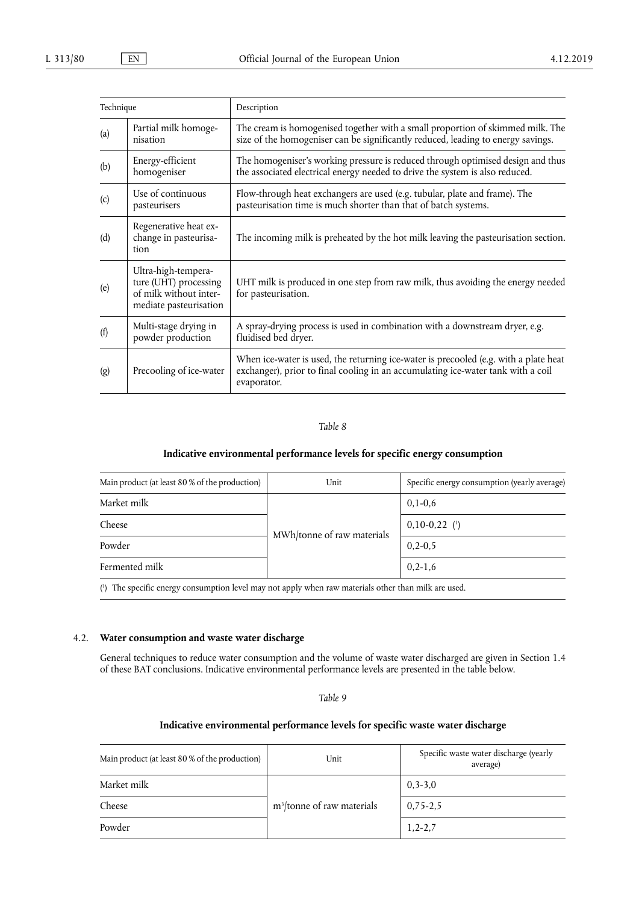| Technique | | Description |
|---|---|---|
| (a) | Partial milk homogenisation | The cream is homogenised together with a small proportion of skimmed milk. The size of the homogeniser can be significantly reduced, leading to energy savings. |
| (b) | Energy-efficient homogeniser | The homogeniser's working pressure is reduced through optimised design and thus the associated electrical energy needed to drive the system is also reduced. |
| (c) | Use of continuous pasteurisers | Flow-through heat exchangers are used (e.g. tubular, plate and frame). The pasteurisation time is much shorter than that of batch systems. |
| (d) | Regenerative heat exchange in pasteurisation | The incoming milk is preheated by the hot milk leaving the pasteurisation section. |
| (e) | Ultra-high-temperature (UHT) processing of milk without intermediate pasteurisation | UHT milk is produced in one step from raw milk, thus avoiding the energy needed for pasteurisation. |
| (f) | Multi-stage drying in powder production | A spray-drying process is used in combination with a downstream dryer, e.g. fluidised bed dryer. |
| (g) | Precooling of ice-water | When ice-water is used, the returning ice-water is precooled (e.g. with a plate heat exchanger), prior to final cooling in an accumulating ice-water tank with a coil evaporator. |

*Table 8*

**Indicative environmental performance levels for specific energy consumption**

| Main product (at least 80 % of the production) | Unit | Specific energy consumption (yearly average) |
|---|---|---|
| Market milk | MWh/tonne of raw materials | 0,1-0,6 |
| Cheese | | 0,10-0,22 (1) |
| Powder | | 0,2-0,5 |
| Fermented milk | | 0,2-1,6 |

(1) The specific energy consumption level may not apply when raw materials other than milk are used.

## 4.2. Water consumption and waste water discharge

General techniques to reduce water consumption and the volume of waste water discharged are given in Section 1.4 of these BAT conclusions. Indicative environmental performance levels are presented in the table below.

*Table 9*

**Indicative environmental performance levels for specific waste water discharge**

| Main product (at least 80 % of the production) | Unit | Specific waste water discharge (yearly average) |
|---|---|---|
| Market milk | $m^3$/tonne of raw materials | 0,3-3,0 |
| Cheese | | 0,75-2,5 |
| Powder | | 1,2-2,7 |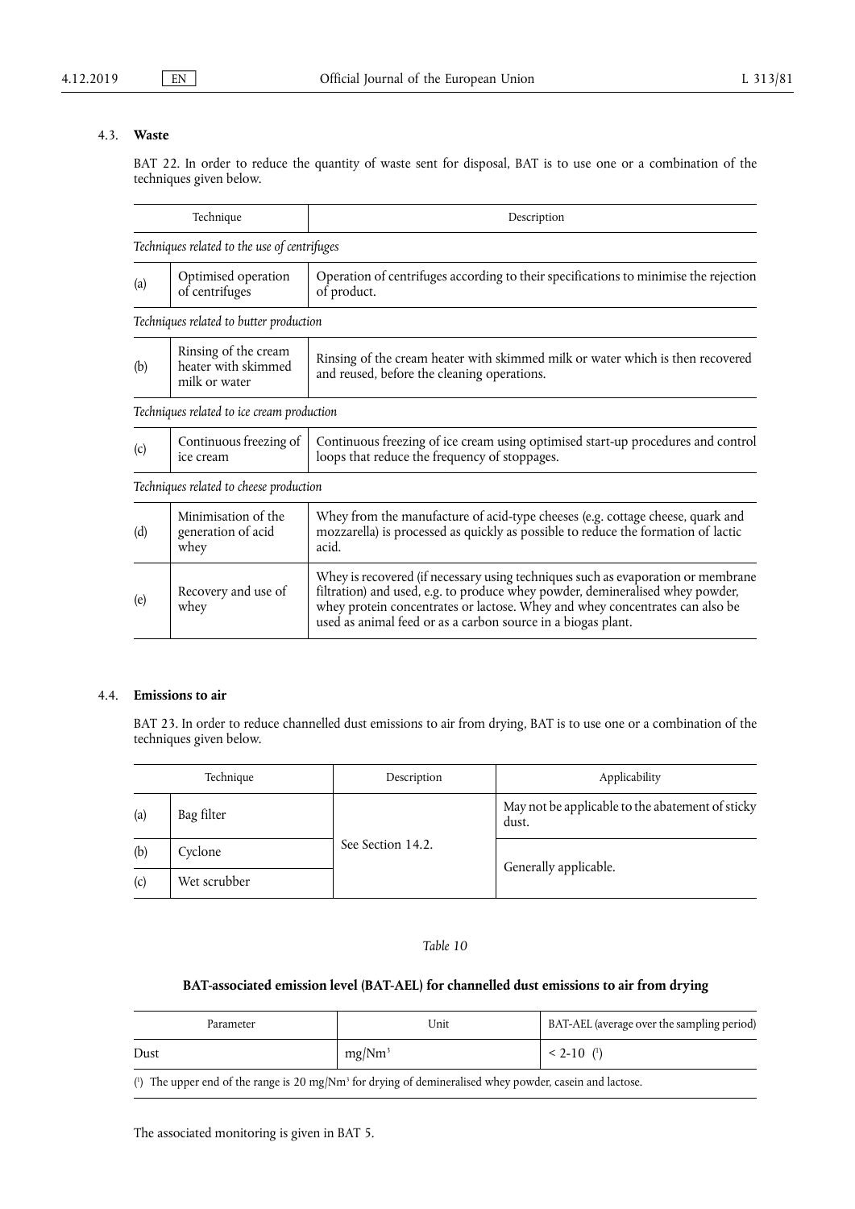### 4.3. Waste

BAT 22. In order to reduce the quantity of waste sent for disposal, BAT is to use one or a combination of the techniques given below.

| | Technique | Description |
|---|---|---|
| *Techniques related to the use of centrifuges* | | |
| (a) | Optimised operation of centrifuges | Operation of centrifuges according to their specifications to minimise the rejection of product. |
| *Techniques related to butter production* | | |
| (b) | Rinsing of the cream heater with skimmed milk or water | Rinsing of the cream heater with skimmed milk or water which is then recovered and reused, before the cleaning operations. |
| *Techniques related to ice cream production* | | |
| (c) | Continuous freezing of ice cream | Continuous freezing of ice cream using optimised start-up procedures and control loops that reduce the frequency of stoppages. |
| *Techniques related to cheese production* | | |
| (d) | Minimisation of the generation of acid whey | Whey from the manufacture of acid-type cheeses (e.g. cottage cheese, quark and mozzarella) is processed as quickly as possible to reduce the formation of lactic acid. |
| (e) | Recovery and use of whey | Whey is recovered (if necessary using techniques such as evaporation or membrane filtration) and used, e.g. to produce whey powder, demineralised whey powder, whey protein concentrates or lactose. Whey and whey concentrates can also be used as animal feed or as a carbon source in a biogas plant. |

### 4.4. Emissions to air

BAT 23. In order to reduce channelled dust emissions to air from drying, BAT is to use one or a combination of the techniques given below.

| | Technique | Description | Applicability |
|---|---|---|---|
| (a) | Bag filter | See Section 14.2. | May not be applicable to the abatement of sticky dust. |
| (b) | Cyclone | | Generally applicable. |
| (c) | Wet scrubber | | |

*Table 10*

**BAT-associated emission level (BAT-AEL) for channelled dust emissions to air from drying**

| Parameter | Unit | BAT-AEL (average over the sampling period) |
|---|---|---|
| Dust | $mg/Nm^3$ | < 2-10 (1) |

(1) The upper end of the range is 20 $mg/Nm^3$ for drying of demineralised whey powder, casein and lactose.

The associated monitoring is given in BAT 5.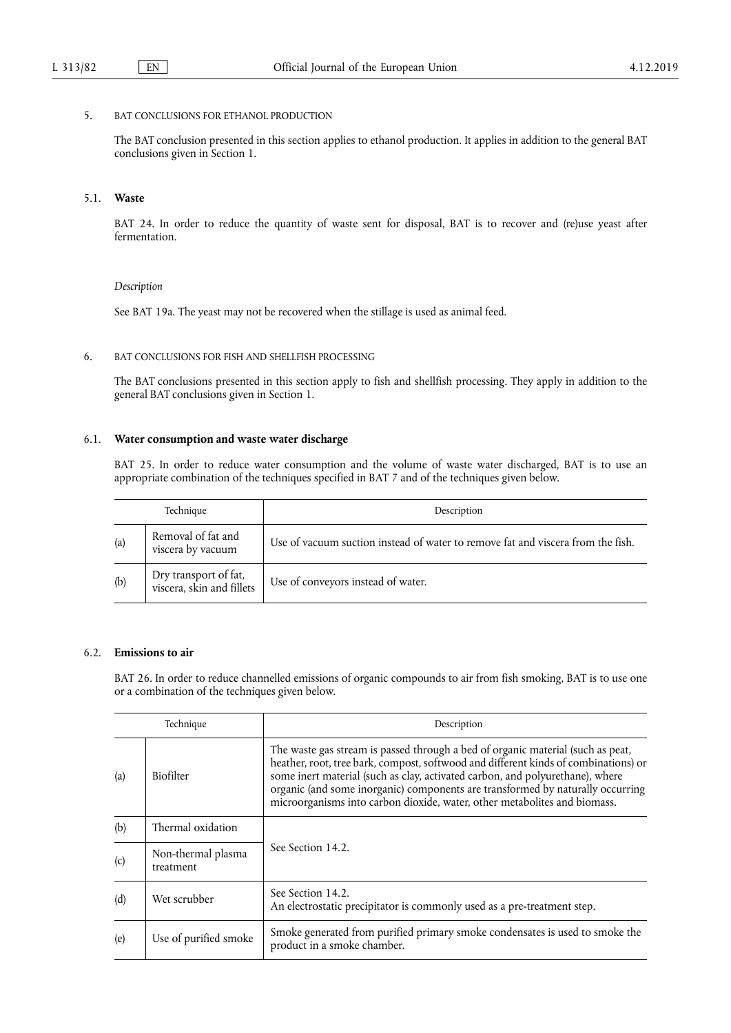## 5. BAT CONCLUSIONS FOR ETHANOL PRODUCTION

The BAT conclusion presented in this section applies to ethanol production. It applies in addition to the general BAT conclusions given in Section 1.

### 5.1. **Waste**

BAT 24. In order to reduce the quantity of waste sent for disposal, BAT is to recover and (re)use yeast after fermentation.

*Description*

See BAT 19a. The yeast may not be recovered when the stillage is used as animal feed.

## 6. BAT CONCLUSIONS FOR FISH AND SHELLFISH PROCESSING

The BAT conclusions presented in this section apply to fish and shellfish processing. They apply in addition to the general BAT conclusions given in Section 1.

### 6.1. **Water consumption and waste water discharge**

BAT 25. In order to reduce water consumption and the volume of waste water discharged, BAT is to use an appropriate combination of the techniques specified in BAT 7 and of the techniques given below.

| | Technique | Description |
|---|---|---|
| (a) | Removal of fat and viscera by vacuum | Use of vacuum suction instead of water to remove fat and viscera from the fish. |
| (b) | Dry transport of fat, viscera, skin and fillets | Use of conveyors instead of water. |

### 6.2. **Emissions to air**

BAT 26. In order to reduce channelled emissions of organic compounds to air from fish smoking, BAT is to use one or a combination of the techniques given below.

| | Technique | Description |
|---|---|---|
| (a) | Biofilter | The waste gas stream is passed through a bed of organic material (such as peat, heather, root, tree bark, compost, softwood and different kinds of combinations) or some inert material (such as clay, activated carbon, and polyurethane), where organic (and some inorganic) components are transformed by naturally occurring microorganisms into carbon dioxide, water, other metabolites and biomass. |
| (b) | Thermal oxidation | See Section 14.2. |
| (c) | Non-thermal plasma treatment | |
| (d) | Wet scrubber | See Section 14.2. An electrostatic precipitator is commonly used as a pre-treatment step. |
| (e) | Use of purified smoke | Smoke generated from purified primary smoke condensates is used to smoke the product in a smoke chamber. |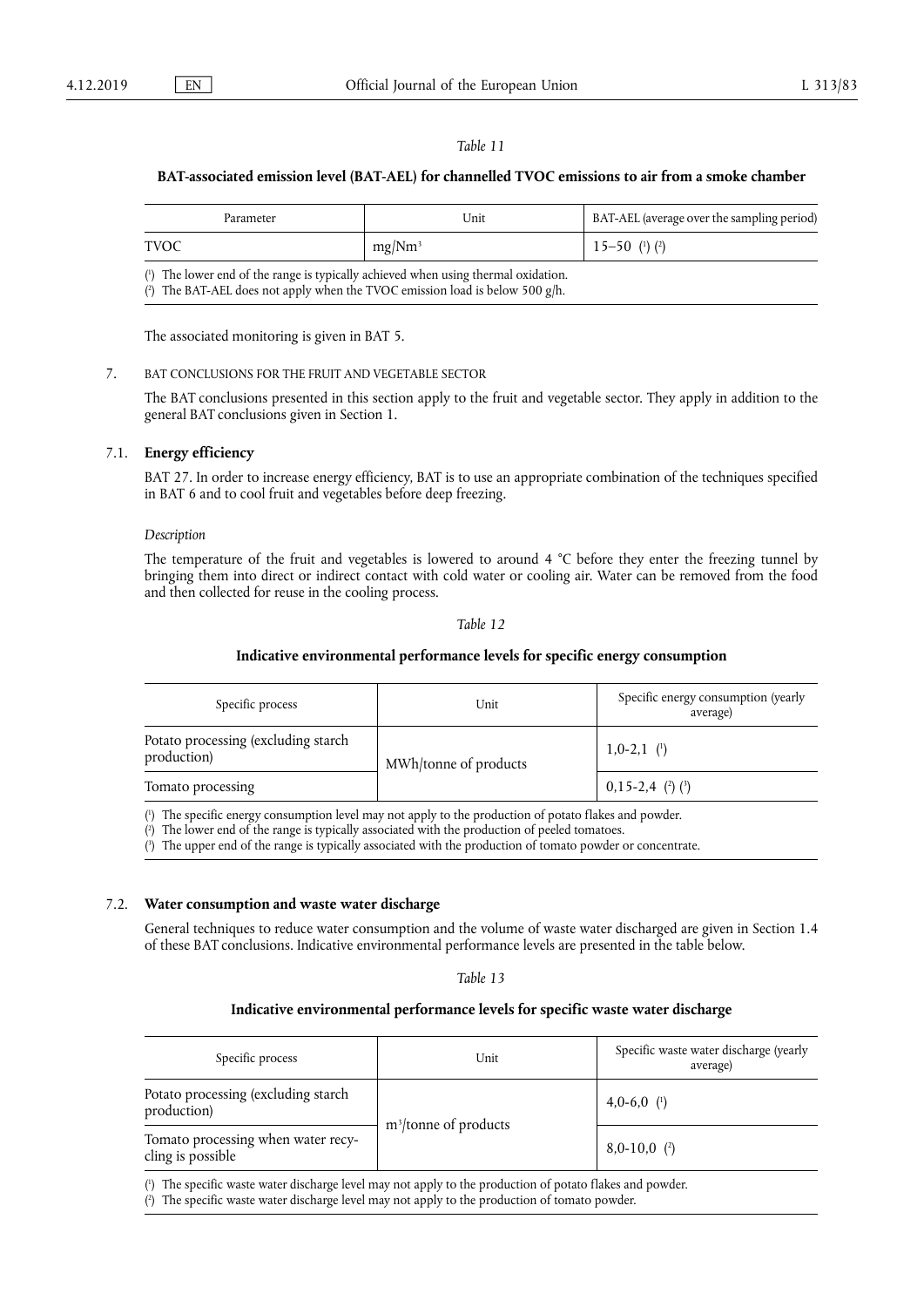*Table 11*

**BAT-associated emission level (BAT-AEL) for channelled TVOC emissions to air from a smoke chamber**

| Parameter | Unit | BAT-AEL (average over the sampling period) |
|---|---|---|
| TVOC | mg/Nm$^3$ | 15–50 (1) (2) |

(1) The lower end of the range is typically achieved when using thermal oxidation.
(2) The BAT-AEL does not apply when the TVOC emission load is below 500 g/h.

The associated monitoring is given in BAT 5.

## 7. BAT CONCLUSIONS FOR THE FRUIT AND VEGETABLE SECTOR

The BAT conclusions presented in this section apply to the fruit and vegetable sector. They apply in addition to the general BAT conclusions given in Section 1.

### 7.1. Energy efficiency

BAT 27. In order to increase energy efficiency, BAT is to use an appropriate combination of the techniques specified in BAT 6 and to cool fruit and vegetables before deep freezing.

*Description*

The temperature of the fruit and vegetables is lowered to around 4 °C before they enter the freezing tunnel by bringing them into direct or indirect contact with cold water or cooling air. Water can be removed from the food and then collected for reuse in the cooling process.

*Table 12*

**Indicative environmental performance levels for specific energy consumption**

| Specific process | Unit | Specific energy consumption (yearly average) |
|---|---|---|
| Potato processing (excluding starch production) | MWh/tonne of products | 1,0-2,1 (1) |
| Tomato processing | | 0,15-2,4 (2) (3) |

(1) The specific energy consumption level may not apply to the production of potato flakes and powder.
(2) The lower end of the range is typically associated with the production of peeled tomatoes.
(3) The upper end of the range is typically associated with the production of tomato powder or concentrate.

### 7.2. Water consumption and waste water discharge

General techniques to reduce water consumption and the volume of waste water discharged are given in Section 1.4 of these BAT conclusions. Indicative environmental performance levels are presented in the table below.

*Table 13*

**Indicative environmental performance levels for specific waste water discharge**

| Specific process | Unit | Specific waste water discharge (yearly average) |
|---|---|---|
| Potato processing (excluding starch production) | m$^3$/tonne of products | 4,0-6,0 (1) |
| Tomato processing when water recycling is possible | | 8,0-10,0 (2) |

(1) The specific waste water discharge level may not apply to the production of potato flakes and powder.
(2) The specific waste water discharge level may not apply to the production of tomato powder.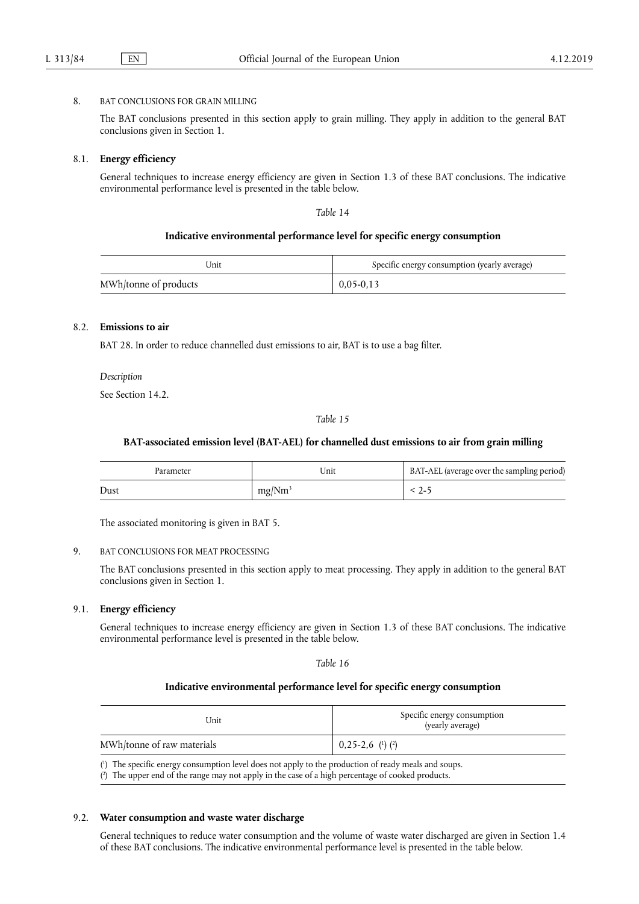## 8. BAT CONCLUSIONS FOR GRAIN MILLING

The BAT conclusions presented in this section apply to grain milling. They apply in addition to the general BAT conclusions given in Section 1.

### 8.1. **Energy efficiency**

General techniques to increase energy efficiency are given in Section 1.3 of these BAT conclusions. The indicative environmental performance level is presented in the table below.

*Table 14*

**Indicative environmental performance level for specific energy consumption**

| Unit | Specific energy consumption (yearly average) |
|---|---|
| MWh/tonne of products | 0,05-0,13 |

### 8.2. **Emissions to air**

BAT 28. In order to reduce channelled dust emissions to air, BAT is to use a bag filter.

*Description*

See Section 14.2.

*Table 15*

**BAT-associated emission level (BAT-AEL) for channelled dust emissions to air from grain milling**

| Parameter | Unit | BAT-AEL (average over the sampling period) |
|---|---|---|
| Dust | $mg/Nm^3$ | < 2-5 |

The associated monitoring is given in BAT 5.

## 9. BAT CONCLUSIONS FOR MEAT PROCESSING

The BAT conclusions presented in this section apply to meat processing. They apply in addition to the general BAT conclusions given in Section 1.

### 9.1. **Energy efficiency**

General techniques to increase energy efficiency are given in Section 1.3 of these BAT conclusions. The indicative environmental performance level is presented in the table below.

*Table 16*

**Indicative environmental performance level for specific energy consumption**

| Unit | Specific energy consumption (yearly average) |
|---|---|
| MWh/tonne of raw materials | 0,25-2,6 [1] [2] |

[1] The specific energy consumption level does not apply to the production of ready meals and soups.
[2] The upper end of the range may not apply in the case of a high percentage of cooked products.

### 9.2. **Water consumption and waste water discharge**

General techniques to reduce water consumption and the volume of waste water discharged are given in Section 1.4 of these BAT conclusions. The indicative environmental performance level is presented in the table below.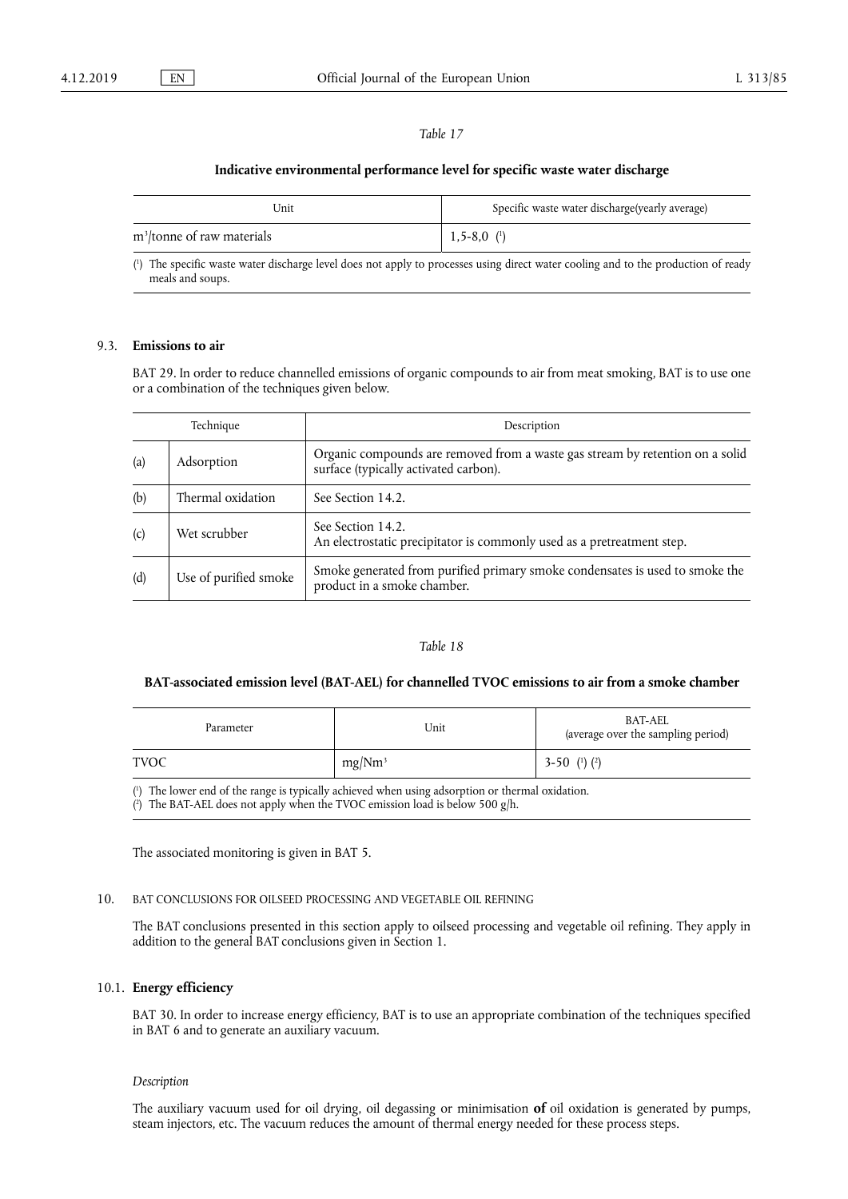*Table 17*

**Indicative environmental performance level for specific waste water discharge**

| Unit | Specific waste water discharge(yearly average) |
| --- | --- |
| $m^3$/tonne of raw materials | 1,5-8,0 (1) |

(1) The specific waste water discharge level does not apply to processes using direct water cooling and to the production of ready meals and soups.

## 9.3. Emissions to air

BAT 29. In order to reduce channelled emissions of organic compounds to air from meat smoking, BAT is to use one or a combination of the techniques given below.

| | Technique | Description |
| --- | --- | --- |
| (a) | Adsorption | Organic compounds are removed from a waste gas stream by retention on a solid surface (typically activated carbon). |
| (b) | Thermal oxidation | See Section 14.2. |
| (c) | Wet scrubber | See Section 14.2. An electrostatic precipitator is commonly used as a pretreatment step. |
| (d) | Use of purified smoke | Smoke generated from purified primary smoke condensates is used to smoke the product in a smoke chamber. |

*Table 18*

**BAT-associated emission level (BAT-AEL) for channelled TVOC emissions to air from a smoke chamber**

| Parameter | Unit | BAT-AEL (average over the sampling period) |
| --- | --- | --- |
| TVOC | mg/$Nm^3$ | 3-50 (1) (2) |

(1) The lower end of the range is typically achieved when using adsorption or thermal oxidation.
(2) The BAT-AEL does not apply when the TVOC emission load is below 500 g/h.

The associated monitoring is given in BAT 5.

## 10. BAT CONCLUSIONS FOR OILSEED PROCESSING AND VEGETABLE OIL REFINING

The BAT conclusions presented in this section apply to oilseed processing and vegetable oil refining. They apply in addition to the general BAT conclusions given in Section 1.

## 10.1. Energy efficiency

BAT 30. In order to increase energy efficiency, BAT is to use an appropriate combination of the techniques specified in BAT 6 and to generate an auxiliary vacuum.

*Description*

The auxiliary vacuum used for oil drying, oil degassing or minimisation **of** oil oxidation is generated by pumps, steam injectors, etc. The vacuum reduces the amount of thermal energy needed for these process steps.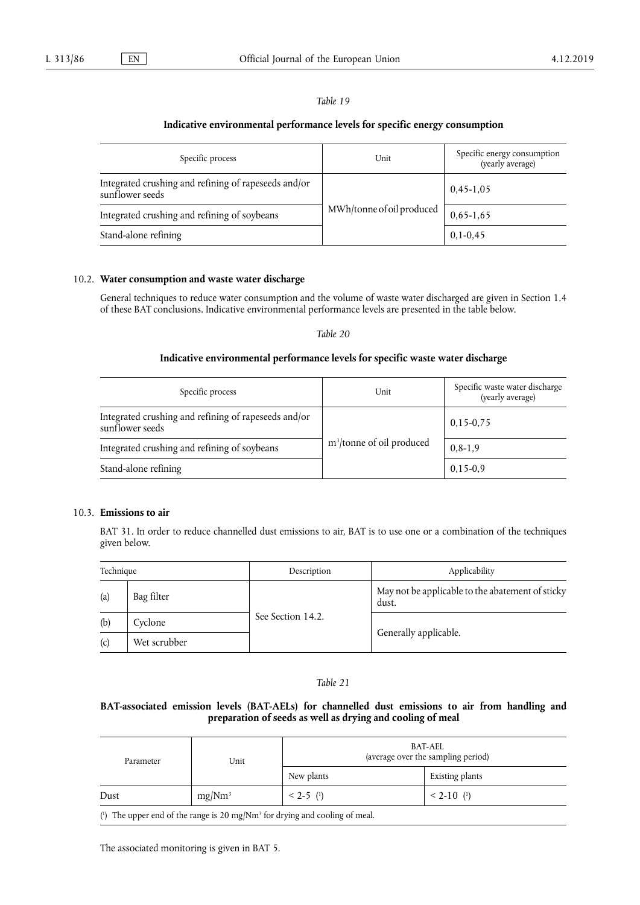*Table 19*

**Indicative environmental performance levels for specific energy consumption**

| Specific process | Unit | Specific energy consumption (yearly average) |
|---|---|---|
| Integrated crushing and refining of rapeseeds and/or sunflower seeds | MWh/tonne of oil produced | 0,45-1,05 |
| Integrated crushing and refining of soybeans | | 0,65-1,65 |
| Stand-alone refining | | 0,1-0,45 |

## 10.2. Water consumption and waste water discharge

General techniques to reduce water consumption and the volume of waste water discharged are given in Section 1.4 of these BAT conclusions. Indicative environmental performance levels are presented in the table below.

*Table 20*

**Indicative environmental performance levels for specific waste water discharge**

| Specific process | Unit | Specific waste water discharge (yearly average) |
|---|---|---|
| Integrated crushing and refining of rapeseeds and/or sunflower seeds | $m^3$/tonne of oil produced | 0,15-0,75 |
| Integrated crushing and refining of soybeans | | 0,8-1,9 |
| Stand-alone refining | | 0,15-0,9 |

## 10.3. Emissions to air

BAT 31. In order to reduce channelled dust emissions to air, BAT is to use one or a combination of the techniques given below.

| Technique | | Description | Applicability |
|---|---|---|---|
| (a) | Bag filter | See Section 14.2. | May not be applicable to the abatement of sticky dust. |
| (b) | Cyclone | | Generally applicable. |
| (c) | Wet scrubber | | |

*Table 21*

**BAT-associated emission levels (BAT-AELs) for channelled dust emissions to air from handling and preparation of seeds as well as drying and cooling of meal**

| Parameter | Unit | BAT-AEL (average over the sampling period) | |
|---|---|---|---|
| | | New plants | Existing plants |
| Dust | $mg/Nm^3$ | < 2-5 [1] | < 2-10 [1] |

[1] The upper end of the range is 20 $mg/Nm^3$ for drying and cooling of meal.

The associated monitoring is given in BAT 5.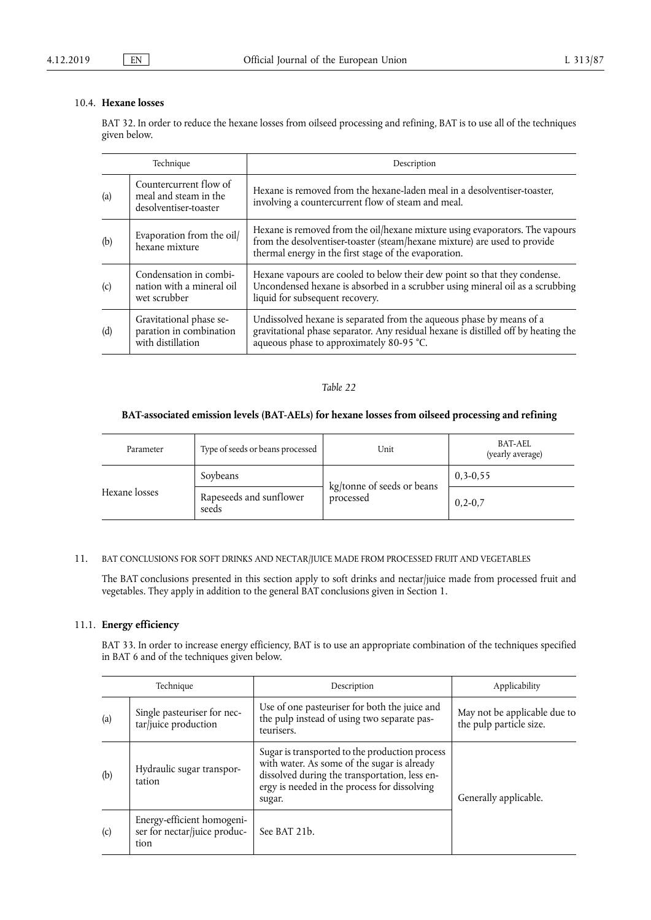### 10.4. **Hexane losses**

BAT 32. In order to reduce the hexane losses from oilseed processing and refining, BAT is to use all of the techniques given below.

| | Technique | Description |
|---|---|---|
| (a) | Countercurrent flow of meal and steam in the desolventiser-toaster | Hexane is removed from the hexane-laden meal in a desolventiser-toaster, involving a countercurrent flow of steam and meal. |
| (b) | Evaporation from the oil/hexane mixture | Hexane is removed from the oil/hexane mixture using evaporators. The vapours from the desolventiser-toaster (steam/hexane mixture) are used to provide thermal energy in the first stage of the evaporation. |
| (c) | Condensation in combination with a mineral oil wet scrubber | Hexane vapours are cooled to below their dew point so that they condense. Uncondensed hexane is absorbed in a scrubber using mineral oil as a scrubbing liquid for subsequent recovery. |
| (d) | Gravitational phase separation in combination with distillation | Undissolved hexane is separated from the aqueous phase by means of a gravitational phase separator. Any residual hexane is distilled off by heating the aqueous phase to approximately 80-95 °C. |

*Table 22*

**BAT-associated emission levels (BAT-AELs) for hexane losses from oilseed processing and refining**

| Parameter | Type of seeds or beans processed | Unit | BAT-AEL (yearly average) |
|---|---|---|---|
| Hexane losses | Soybeans | kg/tonne of seeds or beans processed | 0,3-0,55 |
| | Rapeseeds and sunflower seeds | | 0,2-0,7 |

## 11. BAT CONCLUSIONS FOR SOFT DRINKS AND NECTAR/JUICE MADE FROM PROCESSED FRUIT AND VEGETABLES

The BAT conclusions presented in this section apply to soft drinks and nectar/juice made from processed fruit and vegetables. They apply in addition to the general BAT conclusions given in Section 1.

### 11.1. **Energy efficiency**

BAT 33. In order to increase energy efficiency, BAT is to use an appropriate combination of the techniques specified in BAT 6 and of the techniques given below.

| | Technique | Description | Applicability |
|---|---|---|---|
| (a) | Single pasteuriser for nectar/juice production | Use of one pasteuriser for both the juice and the pulp instead of using two separate pasteurisers. | May not be applicable due to the pulp particle size. |
| (b) | Hydraulic sugar transportation | Sugar is transported to the production process with water. As some of the sugar is already dissolved during the transportation, less energy is needed in the process for dissolving sugar. | Generally applicable. |
| (c) | Energy-efficient homogeniser for nectar/juice production | See BAT 21b. | |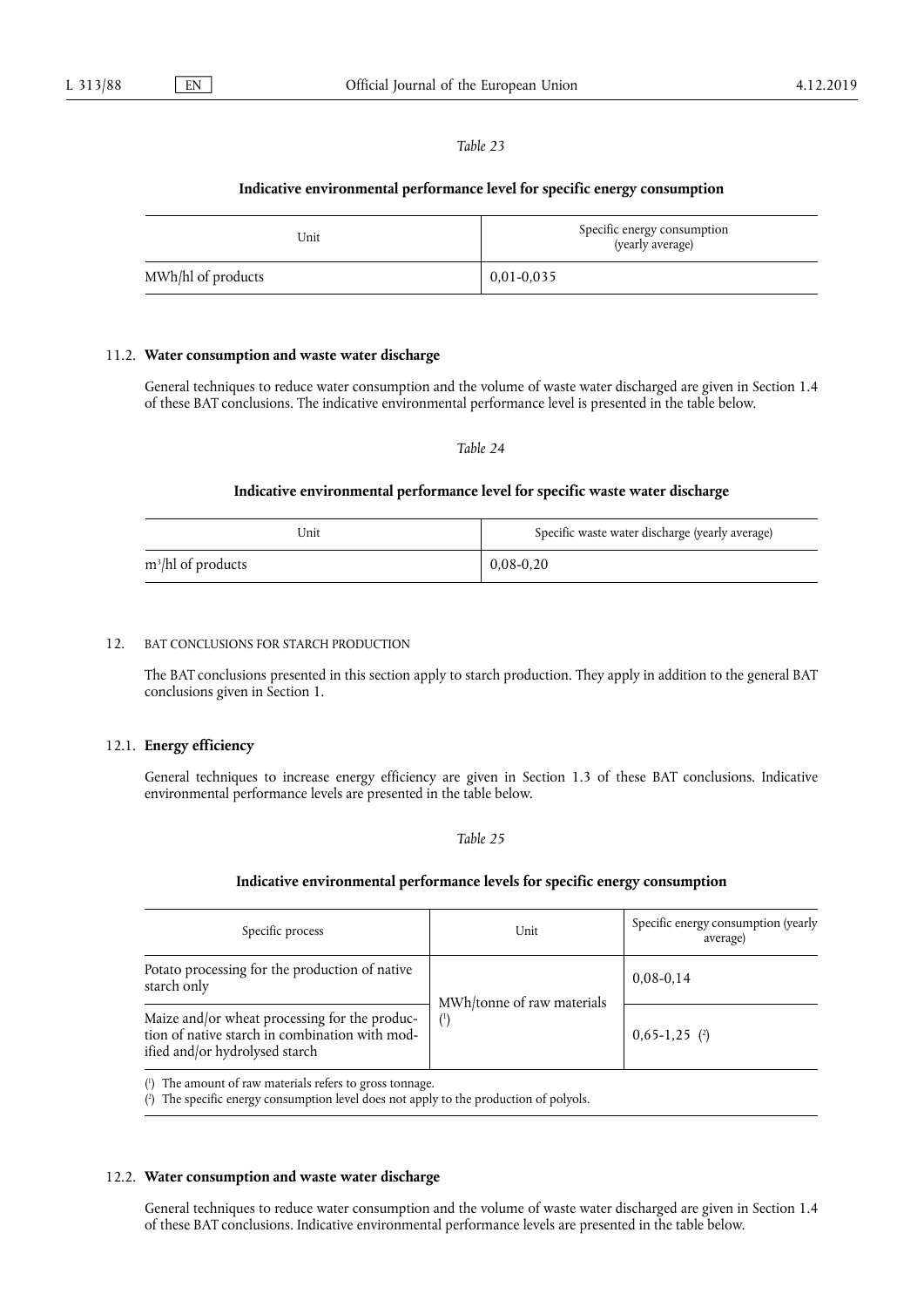*Table 23*

**Indicative environmental performance level for specific energy consumption**

| Unit | Specific energy consumption (yearly average) |
|---|---|
| MWh/hl of products | 0,01-0,035 |

## 11.2. **Water consumption and waste water discharge**

General techniques to reduce water consumption and the volume of waste water discharged are given in Section 1.4 of these BAT conclusions. The indicative environmental performance level is presented in the table below.

*Table 24*

**Indicative environmental performance level for specific waste water discharge**

| Unit | Specific waste water discharge (yearly average) |
|---|---|
| $m^3$/hl of products | 0,08-0,20 |

## 12. BAT CONCLUSIONS FOR STARCH PRODUCTION

The BAT conclusions presented in this section apply to starch production. They apply in addition to the general BAT conclusions given in Section 1.

## 12.1. **Energy efficiency**

General techniques to increase energy efficiency are given in Section 1.3 of these BAT conclusions. Indicative environmental performance levels are presented in the table below.

*Table 25*

**Indicative environmental performance levels for specific energy consumption**

| Specific process | Unit | Specific energy consumption (yearly average) |
|---|---|---|
| Potato processing for the production of native starch only | MWh/tonne of raw materials (1) | 0,08-0,14 |
| Maize and/or wheat processing for the production of native starch in combination with modified and/or hydrolysed starch | | 0,65-1,25 (2) |

(1) The amount of raw materials refers to gross tonnage.

(2) The specific energy consumption level does not apply to the production of polyols.

## 12.2. **Water consumption and waste water discharge**

General techniques to reduce water consumption and the volume of waste water discharged are given in Section 1.4 of these BAT conclusions. Indicative environmental performance levels are presented in the table below.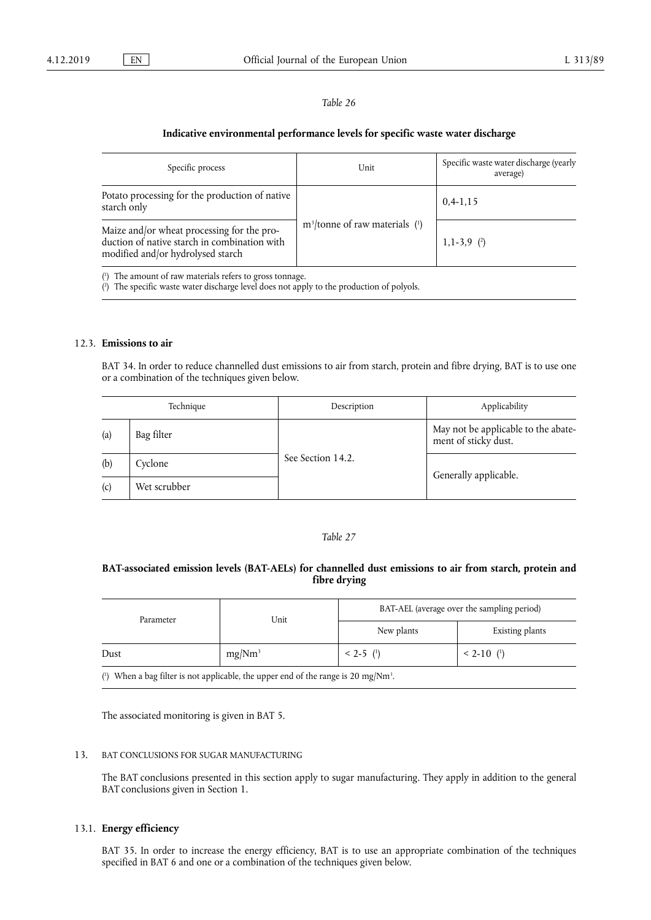*Table 26*

**Indicative environmental performance levels for specific waste water discharge**

| Specific process | Unit | Specific waste water discharge (yearly average) |
|---|---|---|
| Potato processing for the production of native starch only | $m^3$/tonne of raw materials [1] | 0,4-1,15 |
| Maize and/or wheat processing for the production of native starch in combination with modified and/or hydrolysed starch | | 1,1-3,9 [2] |

[1] The amount of raw materials refers to gross tonnage.
[2] The specific waste water discharge level does not apply to the production of polyols.

## 12.3. **Emissions to air**

BAT 34. In order to reduce channelled dust emissions to air from starch, protein and fibre drying, BAT is to use one or a combination of the techniques given below.

| | Technique | Description | Applicability |
|---|---|---|---|
| (a) | Bag filter | See Section 14.2. | May not be applicable to the abatement of sticky dust. |
| (b) | Cyclone | | Generally applicable. |
| (c) | Wet scrubber | | |

*Table 27*

**BAT-associated emission levels (BAT-AELs) for channelled dust emissions to air from starch, protein and fibre drying**

| Parameter | Unit | BAT-AEL (average over the sampling period) | |
|---|---|---|---|
| | | New plants | Existing plants |
| Dust | $mg/Nm^3$ | < 2-5 [1] | < 2-10 [1] |

[1] When a bag filter is not applicable, the upper end of the range is 20 $mg/Nm^3$.

The associated monitoring is given in BAT 5.

## 13. BAT CONCLUSIONS FOR SUGAR MANUFACTURING

The BAT conclusions presented in this section apply to sugar manufacturing. They apply in addition to the general BAT conclusions given in Section 1.

## 13.1. **Energy efficiency**

BAT 35. In order to increase the energy efficiency, BAT is to use an appropriate combination of the techniques specified in BAT 6 and one or a combination of the techniques given below.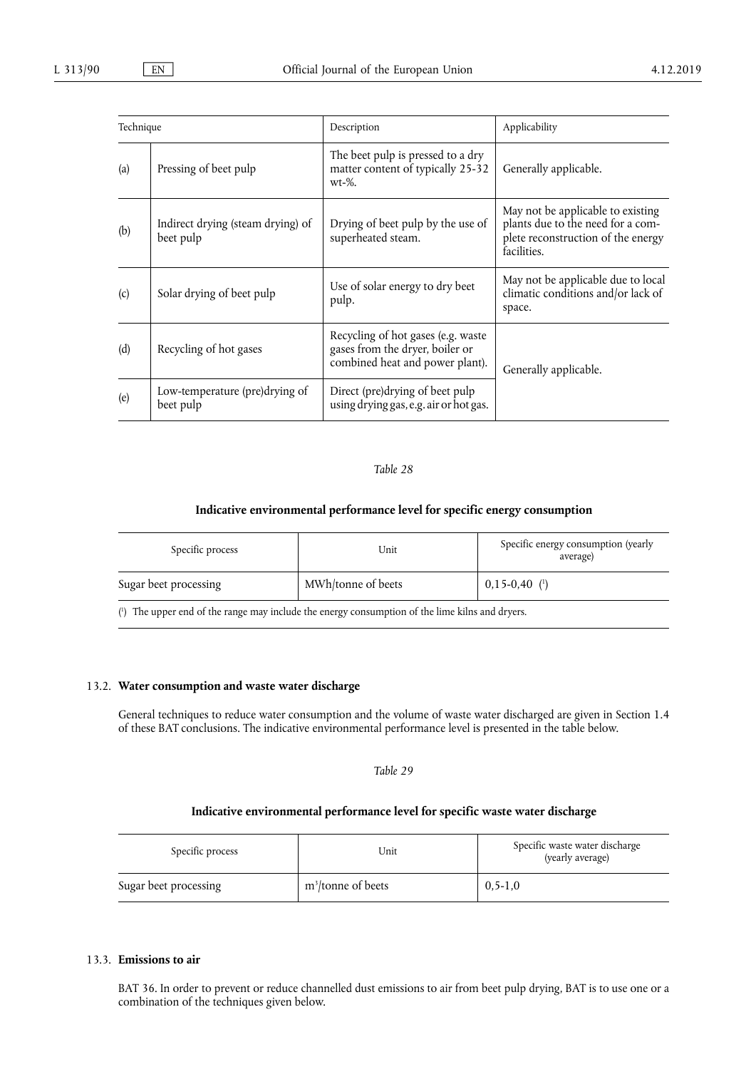| Technique | | Description | Applicability |
|---|---|---|---|
| (a) | Pressing of beet pulp | The beet pulp is pressed to a dry matter content of typically 25-32 wt-%. | Generally applicable. |
| (b) | Indirect drying (steam drying) of beet pulp | Drying of beet pulp by the use of superheated steam. | May not be applicable to existing plants due to the need for a complete reconstruction of the energy facilities. |
| (c) | Solar drying of beet pulp | Use of solar energy to dry beet pulp. | May not be applicable due to local climatic conditions and/or lack of space. |
| (d) | Recycling of hot gases | Recycling of hot gases (e.g. waste gases from the dryer, boiler or combined heat and power plant). | Generally applicable. |
| (e) | Low-temperature (pre)drying of beet pulp | Direct (pre)drying of beet pulp using drying gas, e.g. air or hot gas. | |

*Table 28*

**Indicative environmental performance level for specific energy consumption**

| Specific process | Unit | Specific energy consumption (yearly average) |
|---|---|---|
| Sugar beet processing | MWh/tonne of beets | 0,15-0,40 [1] |

[1] The upper end of the range may include the energy consumption of the lime kilns and dryers.

## 13.2. **Water consumption and waste water discharge**

General techniques to reduce water consumption and the volume of waste water discharged are given in Section 1.4 of these BAT conclusions. The indicative environmental performance level is presented in the table below.

*Table 29*

**Indicative environmental performance level for specific waste water discharge**

| Specific process | Unit | Specific waste water discharge (yearly average) |
|---|---|---|
| Sugar beet processing | $m^3$/tonne of beets | 0,5-1,0 |

## 13.3. **Emissions to air**

BAT 36. In order to prevent or reduce channelled dust emissions to air from beet pulp drying, BAT is to use one or a combination of the techniques given below.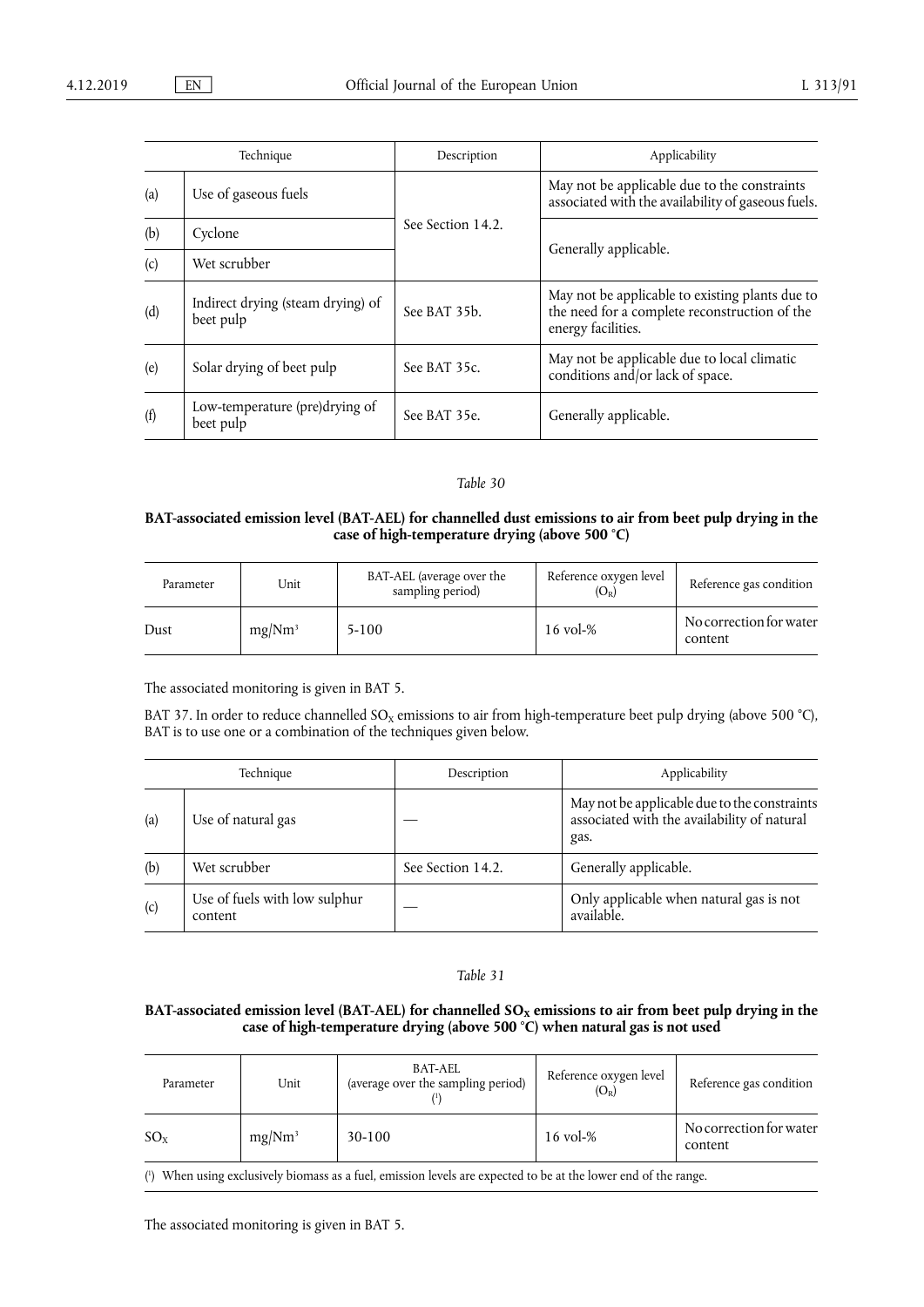| Technique | | Description | Applicability |
|---|---|---|---|
| (a) | Use of gaseous fuels | See Section 14.2. | May not be applicable due to the constraints associated with the availability of gaseous fuels. |
| (b) | Cyclone | | Generally applicable. |
| (c) | Wet scrubber | | |
| (d) | Indirect drying (steam drying) of beet pulp | See BAT 35b. | May not be applicable to existing plants due to the need for a complete reconstruction of the energy facilities. |
| (e) | Solar drying of beet pulp | See BAT 35c. | May not be applicable due to local climatic conditions and/or lack of space. |
| (f) | Low-temperature (pre)drying of beet pulp | See BAT 35e. | Generally applicable. |

*Table 30*

**BAT-associated emission level (BAT-AEL) for channelled dust emissions to air from beet pulp drying in the case of high-temperature drying (above 500 °C)**

| Parameter | Unit | BAT-AEL (average over the sampling period) | Reference oxygen level ($O_R$) | Reference gas condition |
|---|---|---|---|---|
| Dust | $mg/Nm^3$ | 5-100 | 16 vol-% | No correction for water content |

The associated monitoring is given in BAT 5.

BAT 37. In order to reduce channelled $SO_X$ emissions to air from high-temperature beet pulp drying (above 500 °C), BAT is to use one or a combination of the techniques given below.

| Technique | | Description | Applicability |
|---|---|---|---|
| (a) | Use of natural gas | — | May not be applicable due to the constraints associated with the availability of natural gas. |
| (b) | Wet scrubber | See Section 14.2. | Generally applicable. |
| (c) | Use of fuels with low sulphur content | — | Only applicable when natural gas is not available. |

*Table 31*

**BAT-associated emission level (BAT-AEL) for channelled $SO_X$ emissions to air from beet pulp drying in the case of high-temperature drying (above 500 °C) when natural gas is not used**

| Parameter | Unit | BAT-AEL (average over the sampling period) (1) | Reference oxygen level ($O_R$) | Reference gas condition |
|---|---|---|---|---|
| $SO_X$ | $mg/Nm^3$ | 30-100 | 16 vol-% | No correction for water content |

(1) When using exclusively biomass as a fuel, emission levels are expected to be at the lower end of the range.

The associated monitoring is given in BAT 5.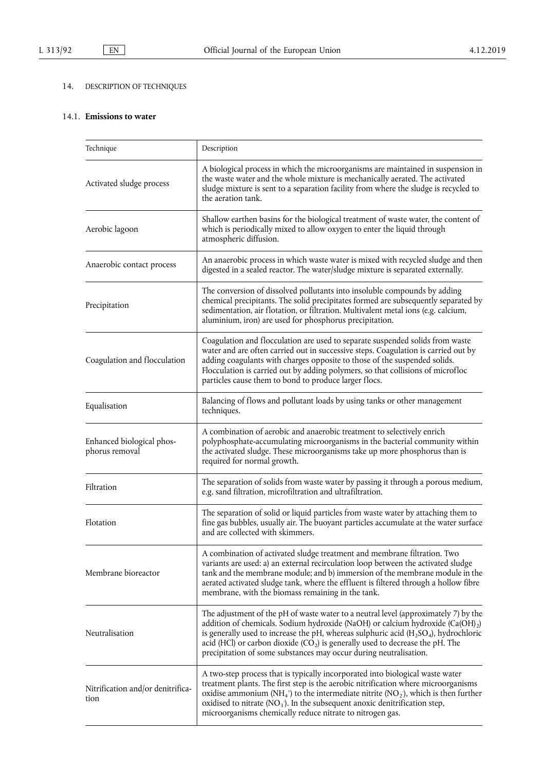## 14. DESCRIPTION OF TECHNIQUES

### 14.1. **Emissions to water**

| Technique | Description |
|---|---|
| Activated sludge process | A biological process in which the microorganisms are maintained in suspension in the waste water and the whole mixture is mechanically aerated. The activated sludge mixture is sent to a separation facility from where the sludge is recycled to the aeration tank. |
| Aerobic lagoon | Shallow earthen basins for the biological treatment of waste water, the content of which is periodically mixed to allow oxygen to enter the liquid through atmospheric diffusion. |
| Anaerobic contact process | An anaerobic process in which waste water is mixed with recycled sludge and then digested in a sealed reactor. The water/sludge mixture is separated externally. |
| Precipitation | The conversion of dissolved pollutants into insoluble compounds by adding chemical precipitants. The solid precipitates formed are subsequently separated by sedimentation, air flotation, or filtration. Multivalent metal ions (e.g. calcium, aluminium, iron) are used for phosphorus precipitation. |
| Coagulation and flocculation | Coagulation and flocculation are used to separate suspended solids from waste water and are often carried out in successive steps. Coagulation is carried out by adding coagulants with charges opposite to those of the suspended solids. Flocculation is carried out by adding polymers, so that collisions of microfloc particles cause them to bond to produce larger flocs. |
| Equalisation | Balancing of flows and pollutant loads by using tanks or other management techniques. |
| Enhanced biological phosphorus removal | A combination of aerobic and anaerobic treatment to selectively enrich polyphosphate-accumulating microorganisms in the bacterial community within the activated sludge. These microorganisms take up more phosphorus than is required for normal growth. |
| Filtration | The separation of solids from waste water by passing it through a porous medium, e.g. sand filtration, microfiltration and ultrafiltration. |
| Flotation | The separation of solid or liquid particles from waste water by attaching them to fine gas bubbles, usually air. The buoyant particles accumulate at the water surface and are collected with skimmers. |
| Membrane bioreactor | A combination of activated sludge treatment and membrane filtration. Two variants are used: a) an external recirculation loop between the activated sludge tank and the membrane module; and b) immersion of the membrane module in the aerated activated sludge tank, where the effluent is filtered through a hollow fibre membrane, with the biomass remaining in the tank. |
| Neutralisation | The adjustment of the pH of waste water to a neutral level (approximately 7) by the addition of chemicals. Sodium hydroxide (NaOH) or calcium hydroxide ($Ca(OH)_2$) is generally used to increase the pH, whereas sulphuric acid ($H_2SO_4$), hydrochloric acid (HCl) or carbon dioxide ($CO_2$) is generally used to decrease the pH. The precipitation of some substances may occur during neutralisation. |
| Nitrification and/or denitrification | A two-step process that is typically incorporated into biological waste water treatment plants. The first step is the aerobic nitrification where microorganisms oxidise ammonium ($NH_4^+$) to the intermediate nitrite ($NO_2^-$), which is then further oxidised to nitrate ($NO_3^-$). In the subsequent anoxic denitrification step, microorganisms chemically reduce nitrate to nitrogen gas. |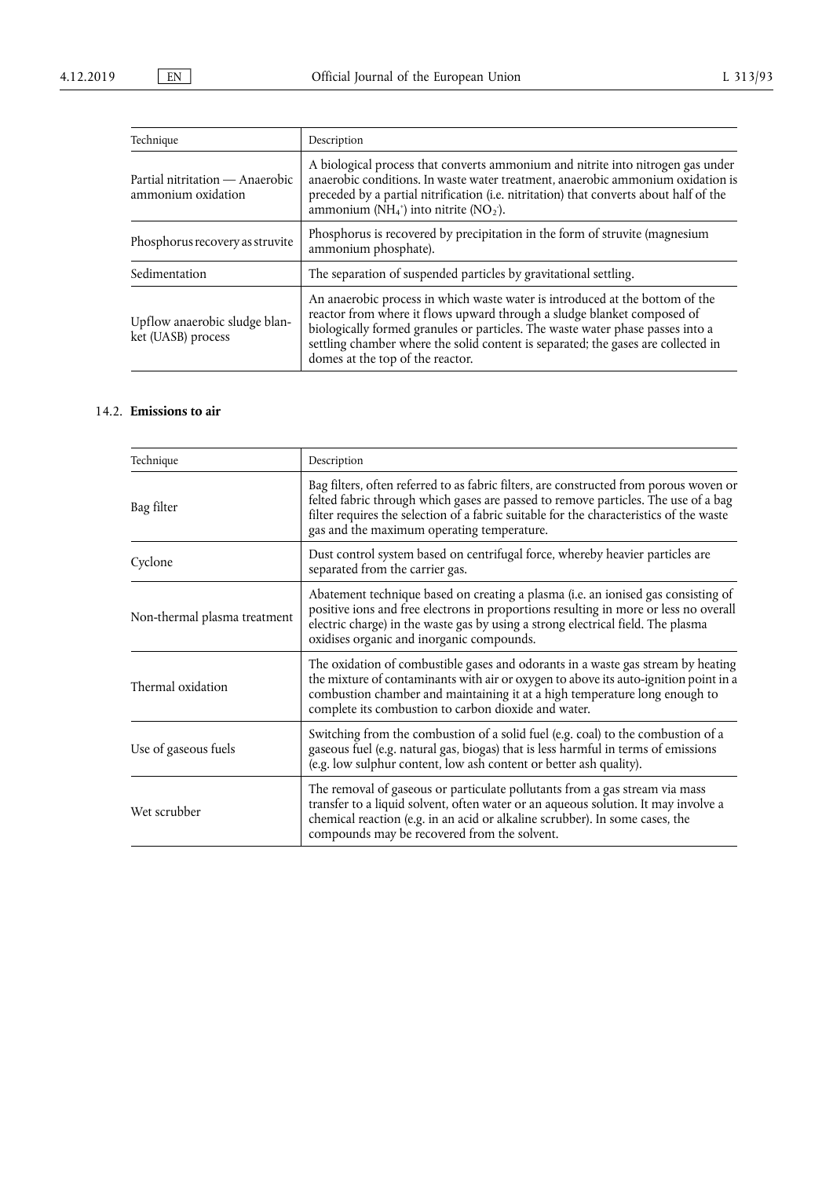| Technique | Description |
| --- | --- |
| Partial nitritation — Anaerobic ammonium oxidation | A biological process that converts ammonium and nitrite into nitrogen gas under anaerobic conditions. In waste water treatment, anaerobic ammonium oxidation is preceded by a partial nitrification (i.e. nitritation) that converts about half of the ammonium ($NH_4^+$) into nitrite ($NO_2^-$). |
| Phosphorus recovery as struvite | Phosphorus is recovered by precipitation in the form of struvite (magnesium ammonium phosphate). |
| Sedimentation | The separation of suspended particles by gravitational settling. |
| Upflow anaerobic sludge blanket (UASB) process | An anaerobic process in which waste water is introduced at the bottom of the reactor from where it flows upward through a sludge blanket composed of biologically formed granules or particles. The waste water phase passes into a settling chamber where the solid content is separated; the gases are collected in domes at the top of the reactor. |

### 14.2. **Emissions to air**

| Technique | Description |
| --- | --- |
| Bag filter | Bag filters, often referred to as fabric filters, are constructed from porous woven or felted fabric through which gases are passed to remove particles. The use of a bag filter requires the selection of a fabric suitable for the characteristics of the waste gas and the maximum operating temperature. |
| Cyclone | Dust control system based on centrifugal force, whereby heavier particles are separated from the carrier gas. |
| Non-thermal plasma treatment | Abatement technique based on creating a plasma (i.e. an ionised gas consisting of positive ions and free electrons in proportions resulting in more or less no overall electric charge) in the waste gas by using a strong electrical field. The plasma oxidises organic and inorganic compounds. |
| Thermal oxidation | The oxidation of combustible gases and odorants in a waste gas stream by heating the mixture of contaminants with air or oxygen to above its auto-ignition point in a combustion chamber and maintaining it at a high temperature long enough to complete its combustion to carbon dioxide and water. |
| Use of gaseous fuels | Switching from the combustion of a solid fuel (e.g. coal) to the combustion of a gaseous fuel (e.g. natural gas, biogas) that is less harmful in terms of emissions (e.g. low sulphur content, low ash content or better ash quality). |
| Wet scrubber | The removal of gaseous or particulate pollutants from a gas stream via mass transfer to a liquid solvent, often water or an aqueous solution. It may involve a chemical reaction (e.g. in an acid or alkaline scrubber). In some cases, the compounds may be recovered from the solvent. |